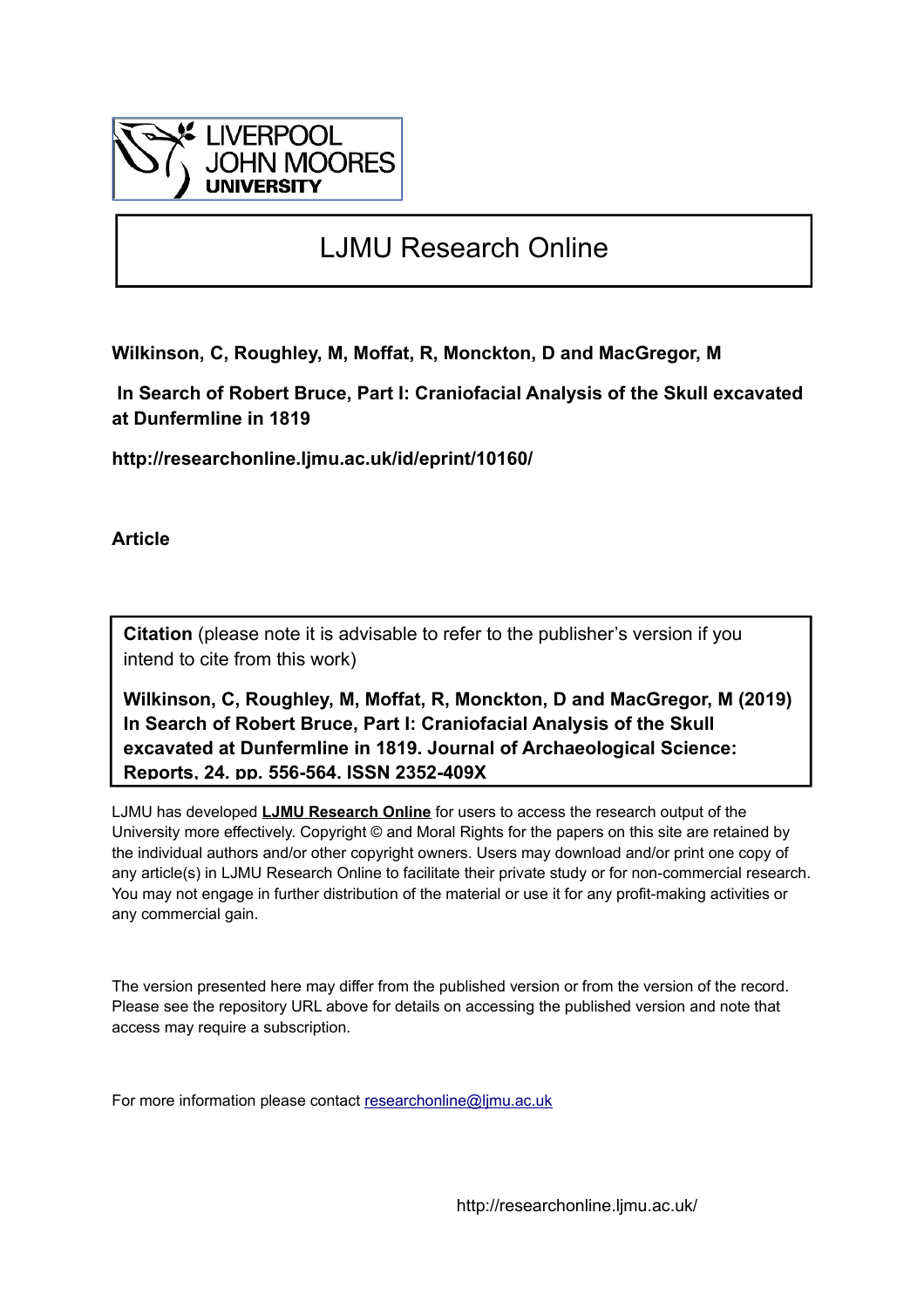LIVERPOOL JOHN MOORES UNIVERSITY

# LJMU Research Online

**Wilkinson, C, Roughley, M, Moffat, R, Monckton, D and MacGregor, M**

**In Search of Robert Bruce, Part I: Craniofacial Analysis of the Skull excavated at Dunfermline in 1819**

**http://researchonline.ljmu.ac.uk/id/eprint/10160/**

**Article**

**Citation** (please note it is advisable to refer to the publisher's version if you intend to cite from this work)

**Wilkinson, C, Roughley, M, Moffat, R, Monckton, D and MacGregor, M (2019) In Search of Robert Bruce, Part I: Craniofacial Analysis of the Skull excavated at Dunfermline in 1819. Journal of Archaeological Science: Reports, 24. pp. 556-564. ISSN 2352-409X**

LJMU has developed **LJMU Research Online** for users to access the research output of the University more effectively. Copyright © and Moral Rights for the papers on this site are retained by the individual authors and/or other copyright owners. Users may download and/or print one copy of any article(s) in LJMU Research Online to facilitate their private study or for non-commercial research. You may not engage in further distribution of the material or use it for any profit-making activities or any commercial gain.

The version presented here may differ from the published version or from the version of the record. Please see the repository URL above for details on accessing the published version and note that access may require a subscription.

For more information please contact researchonline@ljmu.ac.uk

http://researchonline.ljmu.ac.uk/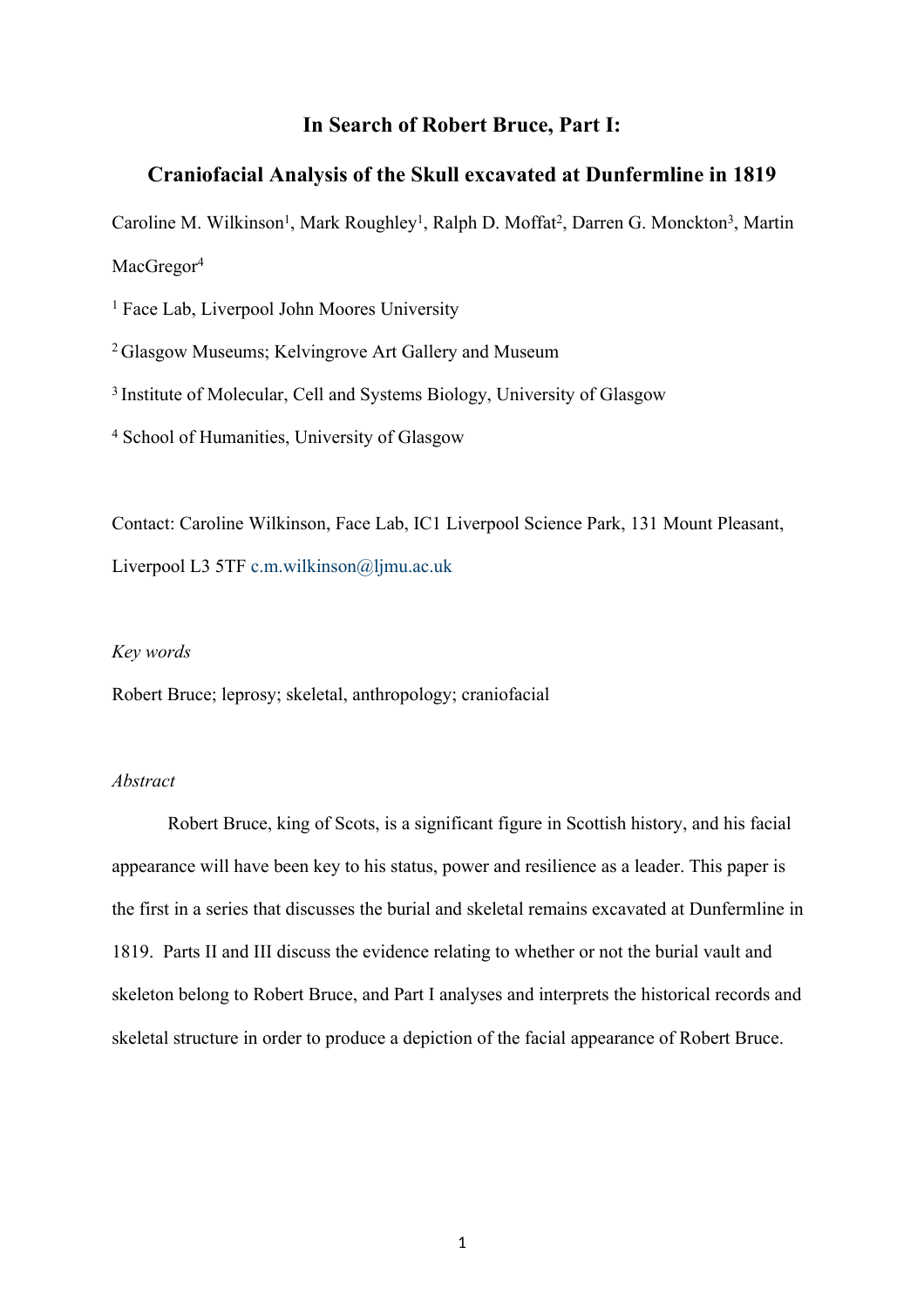# In Search of Robert Bruce, Part I:

# Craniofacial Analysis of the Skull excavated at Dunfermline in 1819

Caroline M. Wilkinson[1], Mark Roughley[1], Ralph D. Moffat[2], Darren G. Monckton[3], Martin MacGregor[4]

[1] Face Lab, Liverpool John Moores University

[2] Glasgow Museums; Kelvingrove Art Gallery and Museum

[3] Institute of Molecular, Cell and Systems Biology, University of Glasgow

[4] School of Humanities, University of Glasgow

Contact: Caroline Wilkinson, Face Lab, IC1 Liverpool Science Park, 131 Mount Pleasant, Liverpool L3 5TF c.m.wilkinson@ljmu.ac.uk

*Key words*

Robert Bruce; leprosy; skeletal, anthropology; craniofacial

*Abstract*

Robert Bruce, king of Scots, is a significant figure in Scottish history, and his facial appearance will have been key to his status, power and resilience as a leader. This paper is the first in a series that discusses the burial and skeletal remains excavated at Dunfermline in 1819. Parts II and III discuss the evidence relating to whether or not the burial vault and skeleton belong to Robert Bruce, and Part I analyses and interprets the historical records and skeletal structure in order to produce a depiction of the facial appearance of Robert Bruce.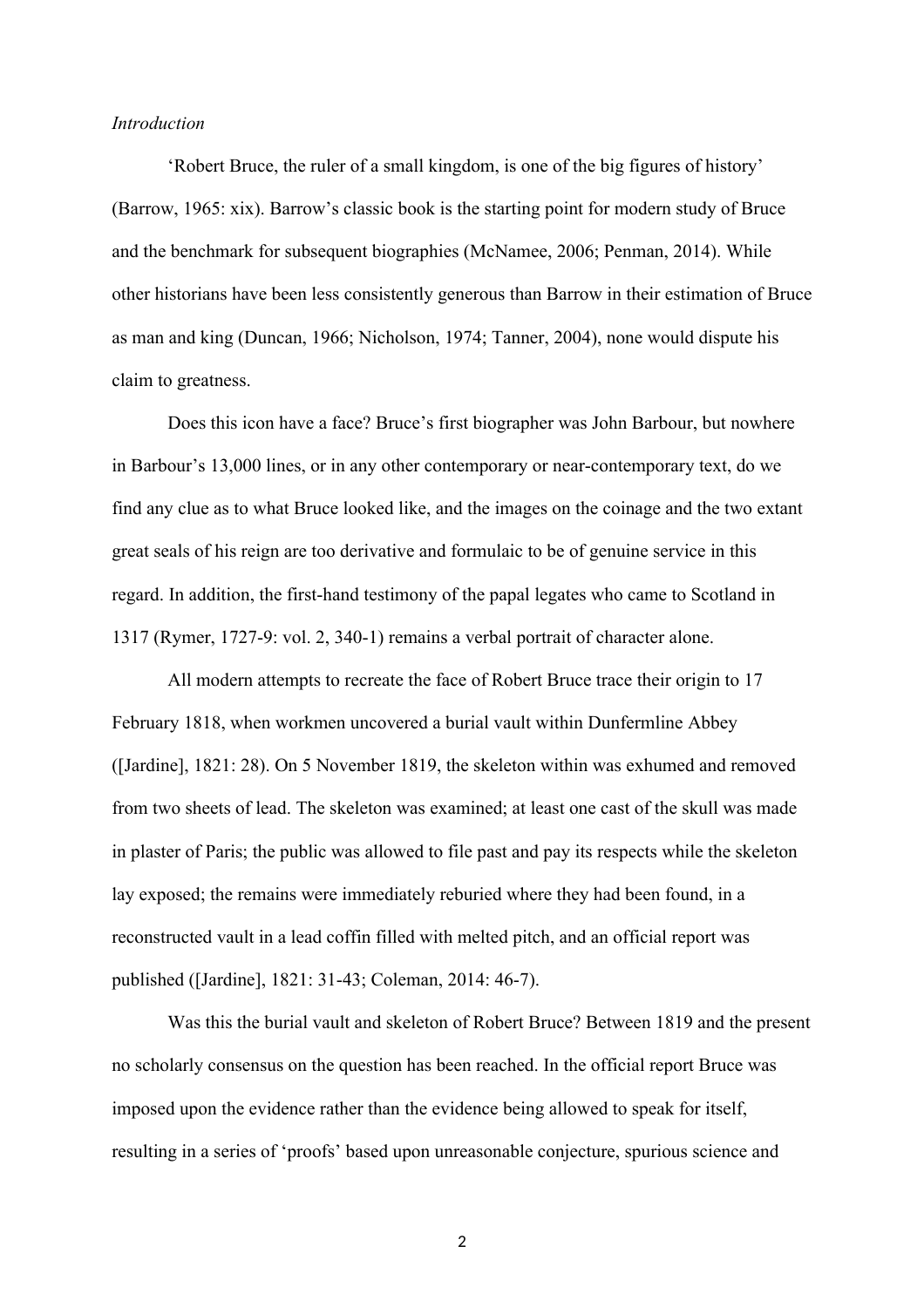*Introduction*

'Robert Bruce, the ruler of a small kingdom, is one of the big figures of history' (Barrow, 1965: xix). Barrow's classic book is the starting point for modern study of Bruce and the benchmark for subsequent biographies (McNamee, 2006; Penman, 2014). While other historians have been less consistently generous than Barrow in their estimation of Bruce as man and king (Duncan, 1966; Nicholson, 1974; Tanner, 2004), none would dispute his claim to greatness.

Does this icon have a face? Bruce's first biographer was John Barbour, but nowhere in Barbour's 13,000 lines, or in any other contemporary or near-contemporary text, do we find any clue as to what Bruce looked like, and the images on the coinage and the two extant great seals of his reign are too derivative and formulaic to be of genuine service in this regard. In addition, the first-hand testimony of the papal legates who came to Scotland in 1317 (Rymer, 1727-9: vol. 2, 340-1) remains a verbal portrait of character alone.

All modern attempts to recreate the face of Robert Bruce trace their origin to 17 February 1818, when workmen uncovered a burial vault within Dunfermline Abbey ([Jardine], 1821: 28). On 5 November 1819, the skeleton within was exhumed and removed from two sheets of lead. The skeleton was examined; at least one cast of the skull was made in plaster of Paris; the public was allowed to file past and pay its respects while the skeleton lay exposed; the remains were immediately reburied where they had been found, in a reconstructed vault in a lead coffin filled with melted pitch, and an official report was published ([Jardine], 1821: 31-43; Coleman, 2014: 46-7).

Was this the burial vault and skeleton of Robert Bruce? Between 1819 and the present no scholarly consensus on the question has been reached. In the official report Bruce was imposed upon the evidence rather than the evidence being allowed to speak for itself, resulting in a series of 'proofs' based upon unreasonable conjecture, spurious science and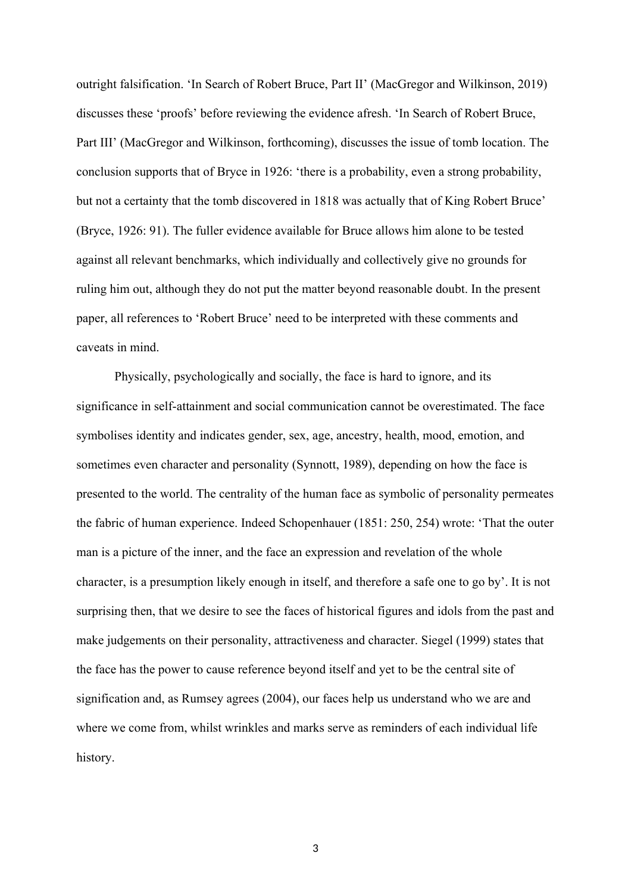outright falsification. ‘In Search of Robert Bruce, Part II’ (MacGregor and Wilkinson, 2019) discusses these ‘proofs’ before reviewing the evidence afresh. ‘In Search of Robert Bruce, Part III’ (MacGregor and Wilkinson, forthcoming), discusses the issue of tomb location. The conclusion supports that of Bryce in 1926: ‘there is a probability, even a strong probability, but not a certainty that the tomb discovered in 1818 was actually that of King Robert Bruce’ (Bryce, 1926: 91). The fuller evidence available for Bruce allows him alone to be tested against all relevant benchmarks, which individually and collectively give no grounds for ruling him out, although they do not put the matter beyond reasonable doubt. In the present paper, all references to ‘Robert Bruce’ need to be interpreted with these comments and caveats in mind.

Physically, psychologically and socially, the face is hard to ignore, and its significance in self-attainment and social communication cannot be overestimated. The face symbolises identity and indicates gender, sex, age, ancestry, health, mood, emotion, and sometimes even character and personality (Synnott, 1989), depending on how the face is presented to the world. The centrality of the human face as symbolic of personality permeates the fabric of human experience. Indeed Schopenhauer (1851: 250, 254) wrote: ‘That the outer man is a picture of the inner, and the face an expression and revelation of the whole character, is a presumption likely enough in itself, and therefore a safe one to go by’. It is not surprising then, that we desire to see the faces of historical figures and idols from the past and make judgements on their personality, attractiveness and character. Siegel (1999) states that the face has the power to cause reference beyond itself and yet to be the central site of signification and, as Rumsey agrees (2004), our faces help us understand who we are and where we come from, whilst wrinkles and marks serve as reminders of each individual life history.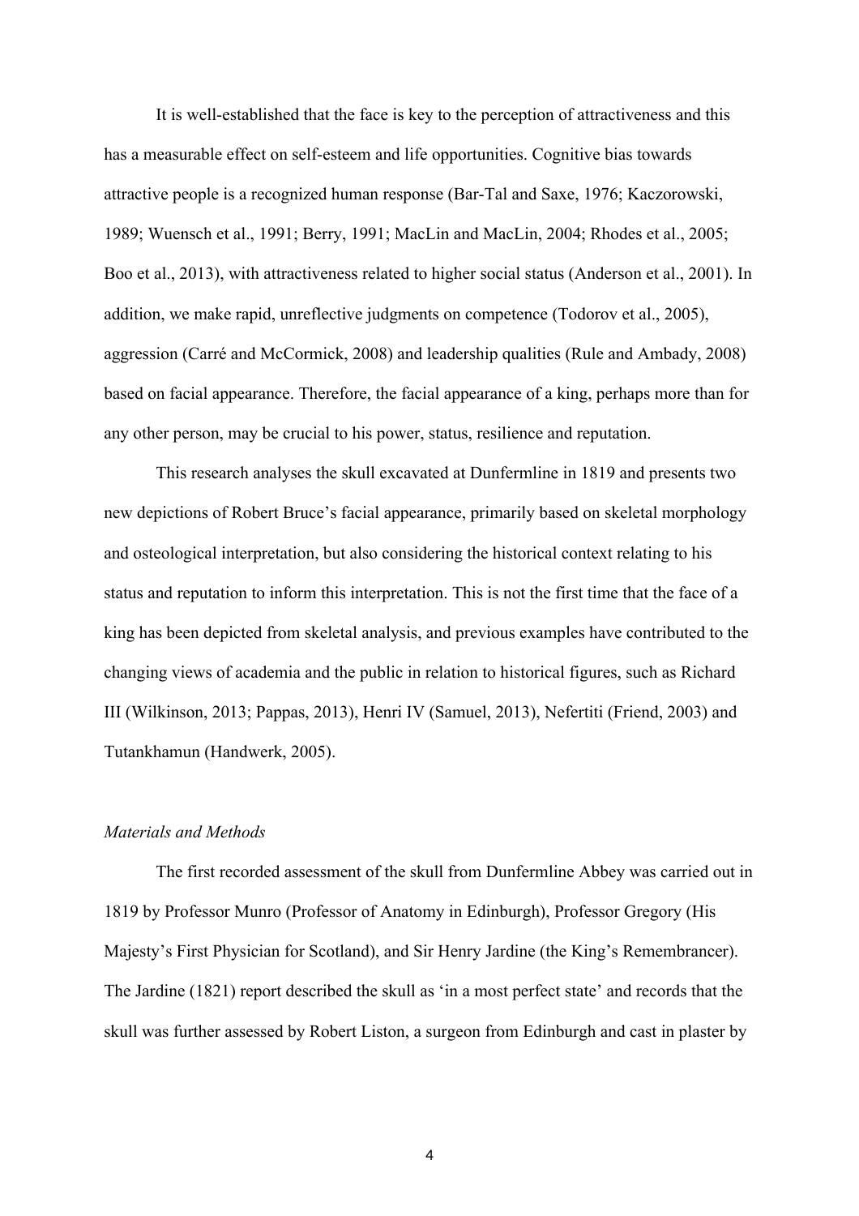It is well-established that the face is key to the perception of attractiveness and this has a measurable effect on self-esteem and life opportunities. Cognitive bias towards attractive people is a recognized human response (Bar-Tal and Saxe, 1976; Kaczorowski, 1989; Wuensch et al., 1991; Berry, 1991; MacLin and MacLin, 2004; Rhodes et al., 2005; Boo et al., 2013), with attractiveness related to higher social status (Anderson et al., 2001). In addition, we make rapid, unreflective judgments on competence (Todorov et al., 2005), aggression (Carré and McCormick, 2008) and leadership qualities (Rule and Ambady, 2008) based on facial appearance. Therefore, the facial appearance of a king, perhaps more than for any other person, may be crucial to his power, status, resilience and reputation.

This research analyses the skull excavated at Dunfermline in 1819 and presents two new depictions of Robert Bruce's facial appearance, primarily based on skeletal morphology and osteological interpretation, but also considering the historical context relating to his status and reputation to inform this interpretation. This is not the first time that the face of a king has been depicted from skeletal analysis, and previous examples have contributed to the changing views of academia and the public in relation to historical figures, such as Richard III (Wilkinson, 2013; Pappas, 2013), Henri IV (Samuel, 2013), Nefertiti (Friend, 2003) and Tutankhamun (Handwerk, 2005).

*Materials and Methods*

The first recorded assessment of the skull from Dunfermline Abbey was carried out in 1819 by Professor Munro (Professor of Anatomy in Edinburgh), Professor Gregory (His Majesty's First Physician for Scotland), and Sir Henry Jardine (the King's Remembrancer). The Jardine (1821) report described the skull as 'in a most perfect state' and records that the skull was further assessed by Robert Liston, a surgeon from Edinburgh and cast in plaster by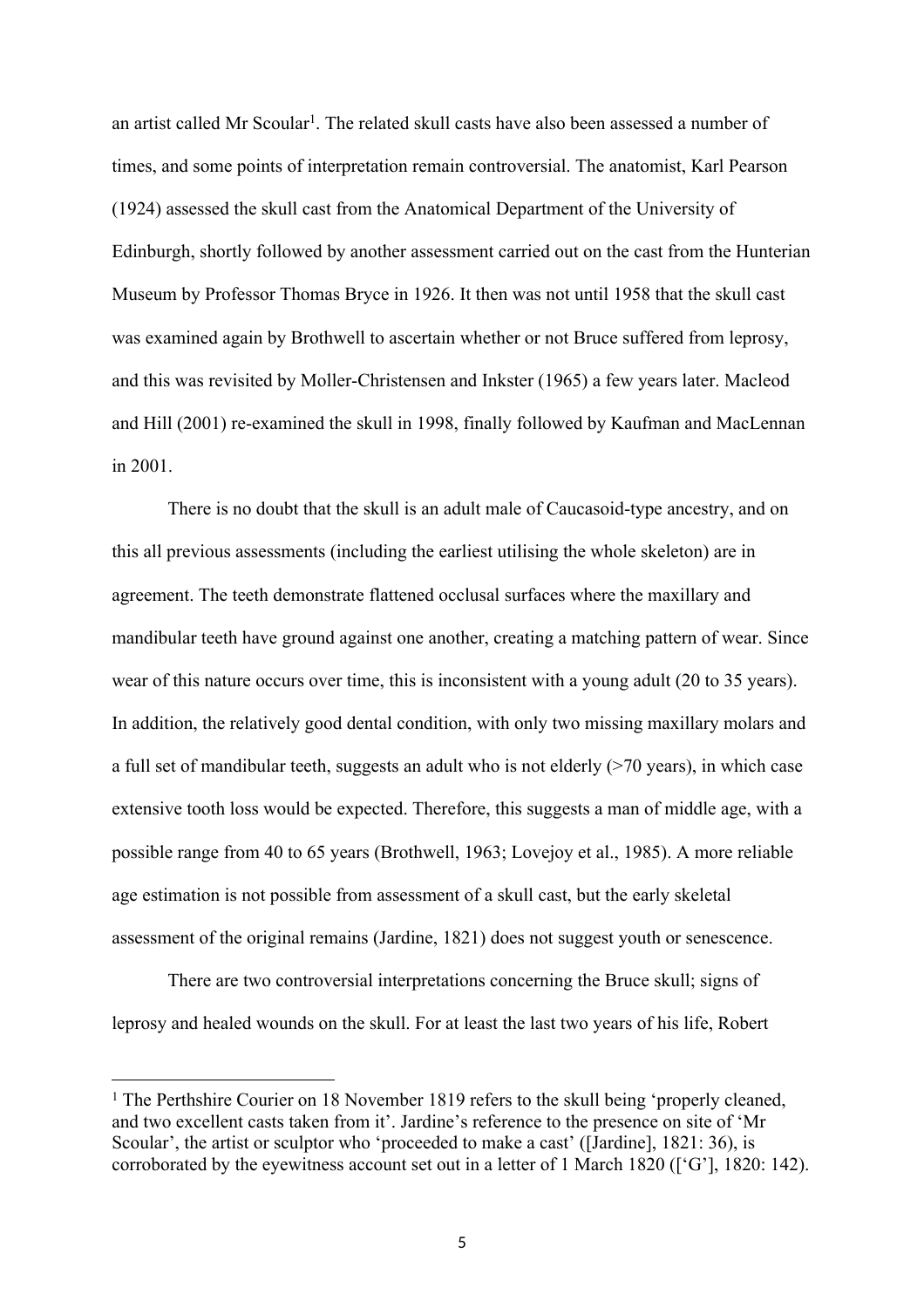an artist called Mr Scoular[1]. The related skull casts have also been assessed a number of times, and some points of interpretation remain controversial. The anatomist, Karl Pearson (1924) assessed the skull cast from the Anatomical Department of the University of Edinburgh, shortly followed by another assessment carried out on the cast from the Hunterian Museum by Professor Thomas Bryce in 1926. It then was not until 1958 that the skull cast was examined again by Brothwell to ascertain whether or not Bruce suffered from leprosy, and this was revisited by Moller-Christensen and Inkster (1965) a few years later. Macleod and Hill (2001) re-examined the skull in 1998, finally followed by Kaufman and MacLennan in 2001.

There is no doubt that the skull is an adult male of Caucasoid-type ancestry, and on this all previous assessments (including the earliest utilising the whole skeleton) are in agreement. The teeth demonstrate flattened occlusal surfaces where the maxillary and mandibular teeth have ground against one another, creating a matching pattern of wear. Since wear of this nature occurs over time, this is inconsistent with a young adult (20 to 35 years). In addition, the relatively good dental condition, with only two missing maxillary molars and a full set of mandibular teeth, suggests an adult who is not elderly (>70 years), in which case extensive tooth loss would be expected. Therefore, this suggests a man of middle age, with a possible range from 40 to 65 years (Brothwell, 1963; Lovejoy et al., 1985). A more reliable age estimation is not possible from assessment of a skull cast, but the early skeletal assessment of the original remains (Jardine, 1821) does not suggest youth or senescence.

There are two controversial interpretations concerning the Bruce skull; signs of leprosy and healed wounds on the skull. For at least the last two years of his life, Robert

[1] The Perthshire Courier on 18 November 1819 refers to the skull being 'properly cleaned, and two excellent casts taken from it'. Jardine's reference to the presence on site of 'Mr Scoular', the artist or sculptor who 'proceeded to make a cast' ([Jardine], 1821: 36), is corroborated by the eyewitness account set out in a letter of 1 March 1820 (['G'], 1820: 142).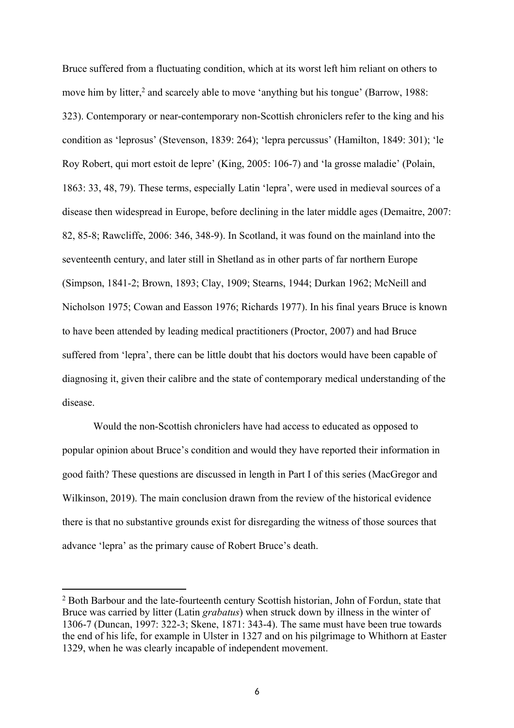Bruce suffered from a fluctuating condition, which at its worst left him reliant on others to move him by litter,[2] and scarcely able to move 'anything but his tongue' (Barrow, 1988: 323). Contemporary or near-contemporary non-Scottish chroniclers refer to the king and his condition as 'leprosus' (Stevenson, 1839: 264); 'lepra percussus' (Hamilton, 1849: 301); 'le Roy Robert, qui mort estoit de lepre' (King, 2005: 106-7) and 'la grosse maladie' (Polain, 1863: 33, 48, 79). These terms, especially Latin 'lepra', were used in medieval sources of a disease then widespread in Europe, before declining in the later middle ages (Demaitre, 2007: 82, 85-8; Rawcliffe, 2006: 346, 348-9). In Scotland, it was found on the mainland into the seventeenth century, and later still in Shetland as in other parts of far northern Europe (Simpson, 1841-2; Brown, 1893; Clay, 1909; Stearns, 1944; Durkan 1962; McNeill and Nicholson 1975; Cowan and Easson 1976; Richards 1977). In his final years Bruce is known to have been attended by leading medical practitioners (Proctor, 2007) and had Bruce suffered from 'lepra', there can be little doubt that his doctors would have been capable of diagnosing it, given their calibre and the state of contemporary medical understanding of the disease.

Would the non-Scottish chroniclers have had access to educated as opposed to popular opinion about Bruce's condition and would they have reported their information in good faith? These questions are discussed in length in Part I of this series (MacGregor and Wilkinson, 2019). The main conclusion drawn from the review of the historical evidence there is that no substantive grounds exist for disregarding the witness of those sources that advance 'lepra' as the primary cause of Robert Bruce's death.

---

[2] Both Barbour and the late-fourteenth century Scottish historian, John of Fordun, state that Bruce was carried by litter (Latin *grabatus*) when struck down by illness in the winter of 1306-7 (Duncan, 1997: 322-3; Skene, 1871: 343-4). The same must have been true towards the end of his life, for example in Ulster in 1327 and on his pilgrimage to Whithorn at Easter 1329, when he was clearly incapable of independent movement.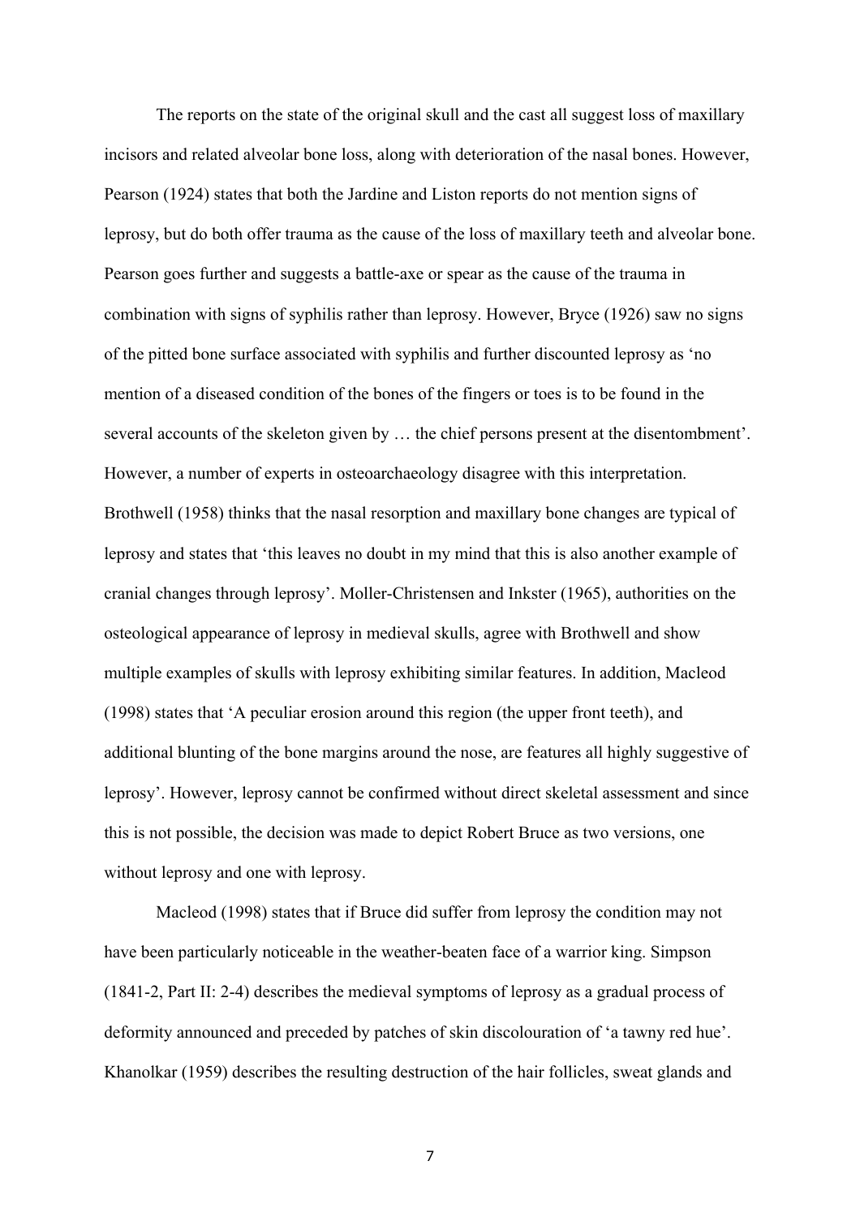The reports on the state of the original skull and the cast all suggest loss of maxillary incisors and related alveolar bone loss, along with deterioration of the nasal bones. However, Pearson (1924) states that both the Jardine and Liston reports do not mention signs of leprosy, but do both offer trauma as the cause of the loss of maxillary teeth and alveolar bone. Pearson goes further and suggests a battle-axe or spear as the cause of the trauma in combination with signs of syphilis rather than leprosy. However, Bryce (1926) saw no signs of the pitted bone surface associated with syphilis and further discounted leprosy as 'no mention of a diseased condition of the bones of the fingers or toes is to be found in the several accounts of the skeleton given by … the chief persons present at the disentombment'. However, a number of experts in osteoarchaeology disagree with this interpretation. Brothwell (1958) thinks that the nasal resorption and maxillary bone changes are typical of leprosy and states that 'this leaves no doubt in my mind that this is also another example of cranial changes through leprosy'. Moller-Christensen and Inkster (1965), authorities on the osteological appearance of leprosy in medieval skulls, agree with Brothwell and show multiple examples of skulls with leprosy exhibiting similar features. In addition, Macleod (1998) states that 'A peculiar erosion around this region (the upper front teeth), and additional blunting of the bone margins around the nose, are features all highly suggestive of leprosy'. However, leprosy cannot be confirmed without direct skeletal assessment and since this is not possible, the decision was made to depict Robert Bruce as two versions, one without leprosy and one with leprosy.

Macleod (1998) states that if Bruce did suffer from leprosy the condition may not have been particularly noticeable in the weather-beaten face of a warrior king. Simpson (1841-2, Part II: 2-4) describes the medieval symptoms of leprosy as a gradual process of deformity announced and preceded by patches of skin discolouration of 'a tawny red hue'. Khanolkar (1959) describes the resulting destruction of the hair follicles, sweat glands and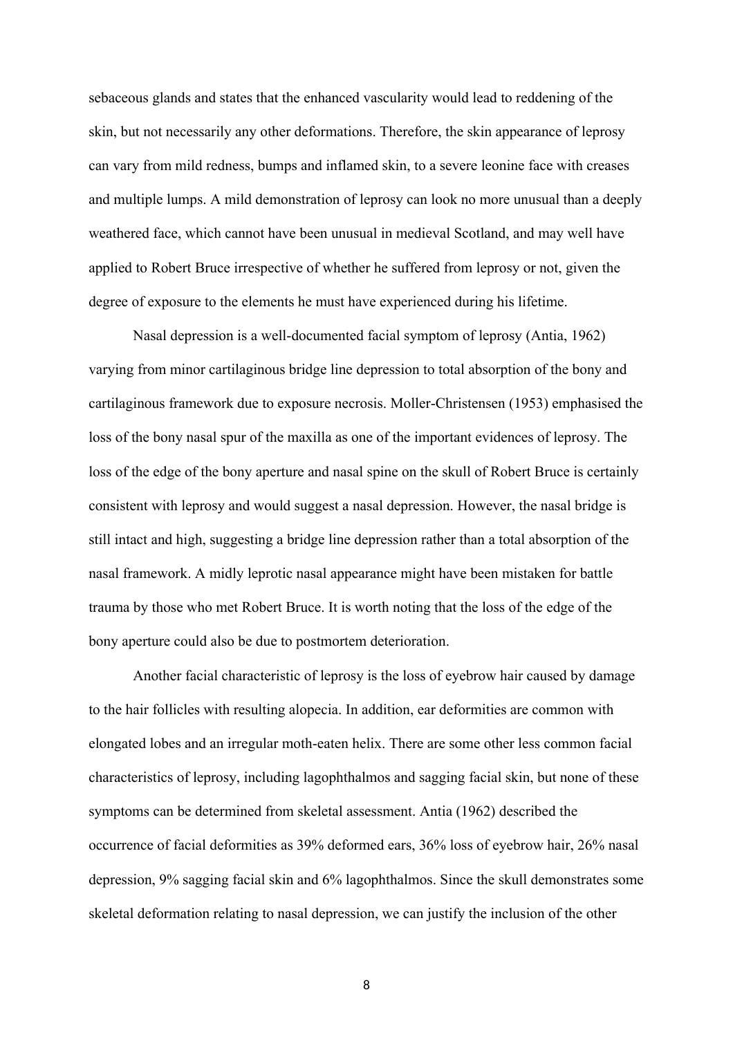sebaceous glands and states that the enhanced vascularity would lead to reddening of the skin, but not necessarily any other deformations. Therefore, the skin appearance of leprosy can vary from mild redness, bumps and inflamed skin, to a severe leonine face with creases and multiple lumps. A mild demonstration of leprosy can look no more unusual than a deeply weathered face, which cannot have been unusual in medieval Scotland, and may well have applied to Robert Bruce irrespective of whether he suffered from leprosy or not, given the degree of exposure to the elements he must have experienced during his lifetime.

Nasal depression is a well-documented facial symptom of leprosy (Antia, 1962) varying from minor cartilaginous bridge line depression to total absorption of the bony and cartilaginous framework due to exposure necrosis. Moller-Christensen (1953) emphasised the loss of the bony nasal spur of the maxilla as one of the important evidences of leprosy. The loss of the edge of the bony aperture and nasal spine on the skull of Robert Bruce is certainly consistent with leprosy and would suggest a nasal depression. However, the nasal bridge is still intact and high, suggesting a bridge line depression rather than a total absorption of the nasal framework. A midly leprotic nasal appearance might have been mistaken for battle trauma by those who met Robert Bruce. It is worth noting that the loss of the edge of the bony aperture could also be due to postmortem deterioration.

Another facial characteristic of leprosy is the loss of eyebrow hair caused by damage to the hair follicles with resulting alopecia. In addition, ear deformities are common with elongated lobes and an irregular moth-eaten helix. There are some other less common facial characteristics of leprosy, including lagophthalmos and sagging facial skin, but none of these symptoms can be determined from skeletal assessment. Antia (1962) described the occurrence of facial deformities as 39% deformed ears, 36% loss of eyebrow hair, 26% nasal depression, 9% sagging facial skin and 6% lagophthalmos. Since the skull demonstrates some skeletal deformation relating to nasal depression, we can justify the inclusion of the other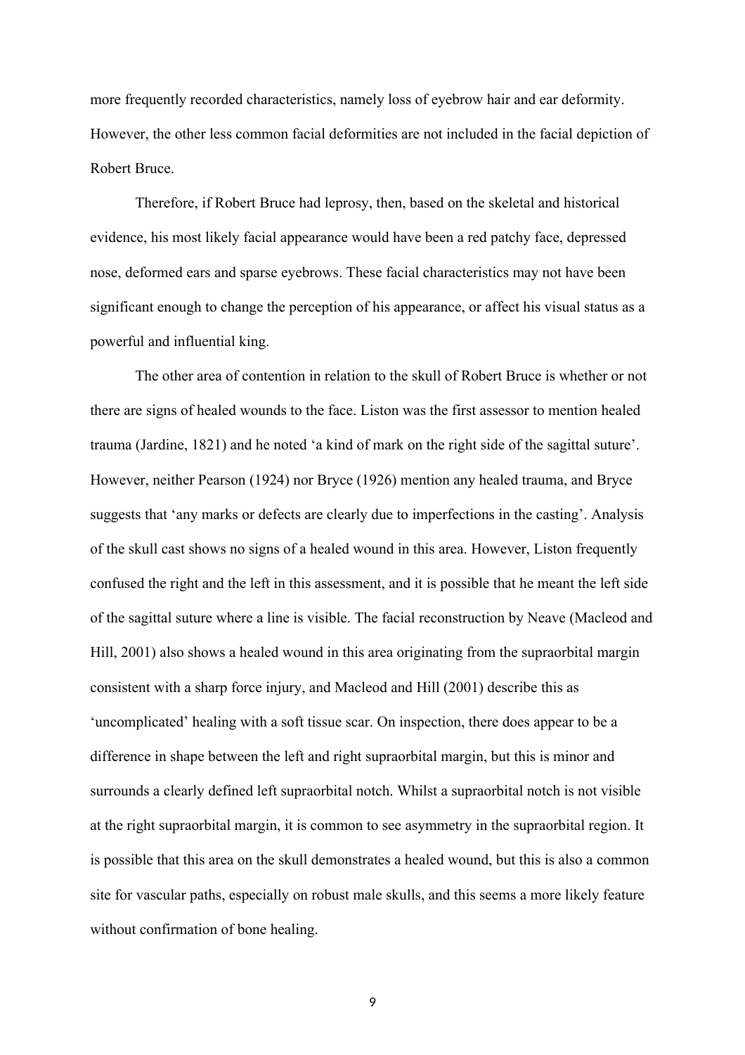more frequently recorded characteristics, namely loss of eyebrow hair and ear deformity. However, the other less common facial deformities are not included in the facial depiction of Robert Bruce.

Therefore, if Robert Bruce had leprosy, then, based on the skeletal and historical evidence, his most likely facial appearance would have been a red patchy face, depressed nose, deformed ears and sparse eyebrows. These facial characteristics may not have been significant enough to change the perception of his appearance, or affect his visual status as a powerful and influential king.

The other area of contention in relation to the skull of Robert Bruce is whether or not there are signs of healed wounds to the face. Liston was the first assessor to mention healed trauma (Jardine, 1821) and he noted 'a kind of mark on the right side of the sagittal suture'. However, neither Pearson (1924) nor Bryce (1926) mention any healed trauma, and Bryce suggests that 'any marks or defects are clearly due to imperfections in the casting'. Analysis of the skull cast shows no signs of a healed wound in this area. However, Liston frequently confused the right and the left in this assessment, and it is possible that he meant the left side of the sagittal suture where a line is visible. The facial reconstruction by Neave (Macleod and Hill, 2001) also shows a healed wound in this area originating from the supraorbital margin consistent with a sharp force injury, and Macleod and Hill (2001) describe this as 'uncomplicated' healing with a soft tissue scar. On inspection, there does appear to be a difference in shape between the left and right supraorbital margin, but this is minor and surrounds a clearly defined left supraorbital notch. Whilst a supraorbital notch is not visible at the right supraorbital margin, it is common to see asymmetry in the supraorbital region. It is possible that this area on the skull demonstrates a healed wound, but this is also a common site for vascular paths, especially on robust male skulls, and this seems a more likely feature without confirmation of bone healing.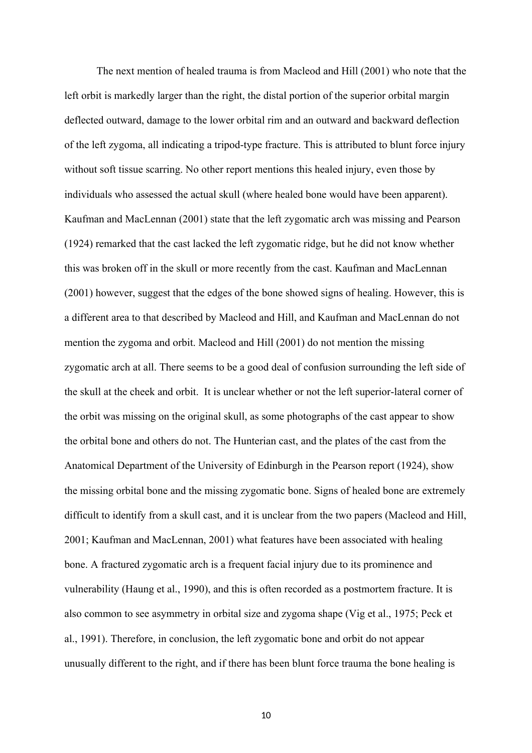The next mention of healed trauma is from Macleod and Hill (2001) who note that the left orbit is markedly larger than the right, the distal portion of the superior orbital margin deflected outward, damage to the lower orbital rim and an outward and backward deflection of the left zygoma, all indicating a tripod-type fracture. This is attributed to blunt force injury without soft tissue scarring. No other report mentions this healed injury, even those by individuals who assessed the actual skull (where healed bone would have been apparent). Kaufman and MacLennan (2001) state that the left zygomatic arch was missing and Pearson (1924) remarked that the cast lacked the left zygomatic ridge, but he did not know whether this was broken off in the skull or more recently from the cast. Kaufman and MacLennan (2001) however, suggest that the edges of the bone showed signs of healing. However, this is a different area to that described by Macleod and Hill, and Kaufman and MacLennan do not mention the zygoma and orbit. Macleod and Hill (2001) do not mention the missing zygomatic arch at all. There seems to be a good deal of confusion surrounding the left side of the skull at the cheek and orbit. It is unclear whether or not the left superior-lateral corner of the orbit was missing on the original skull, as some photographs of the cast appear to show the orbital bone and others do not. The Hunterian cast, and the plates of the cast from the Anatomical Department of the University of Edinburgh in the Pearson report (1924), show the missing orbital bone and the missing zygomatic bone. Signs of healed bone are extremely difficult to identify from a skull cast, and it is unclear from the two papers (Macleod and Hill, 2001; Kaufman and MacLennan, 2001) what features have been associated with healing bone. A fractured zygomatic arch is a frequent facial injury due to its prominence and vulnerability (Haung et al., 1990), and this is often recorded as a postmortem fracture. It is also common to see asymmetry in orbital size and zygoma shape (Vig et al., 1975; Peck et al., 1991). Therefore, in conclusion, the left zygomatic bone and orbit do not appear unusually different to the right, and if there has been blunt force trauma the bone healing is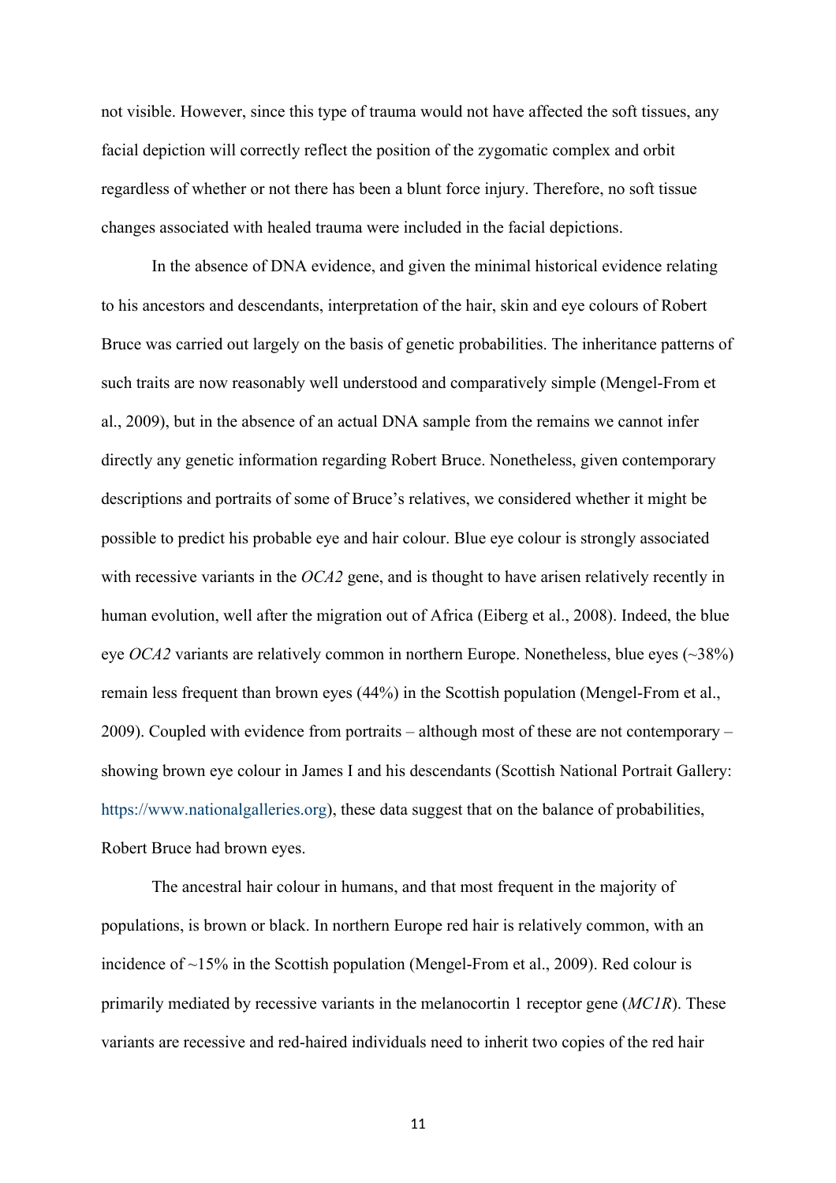not visible. However, since this type of trauma would not have affected the soft tissues, any facial depiction will correctly reflect the position of the zygomatic complex and orbit regardless of whether or not there has been a blunt force injury. Therefore, no soft tissue changes associated with healed trauma were included in the facial depictions.

In the absence of DNA evidence, and given the minimal historical evidence relating to his ancestors and descendants, interpretation of the hair, skin and eye colours of Robert Bruce was carried out largely on the basis of genetic probabilities. The inheritance patterns of such traits are now reasonably well understood and comparatively simple (Mengel-From et al., 2009), but in the absence of an actual DNA sample from the remains we cannot infer directly any genetic information regarding Robert Bruce. Nonetheless, given contemporary descriptions and portraits of some of Bruce's relatives, we considered whether it might be possible to predict his probable eye and hair colour. Blue eye colour is strongly associated with recessive variants in the *OCA2* gene, and is thought to have arisen relatively recently in human evolution, well after the migration out of Africa (Eiberg et al., 2008). Indeed, the blue eye *OCA2* variants are relatively common in northern Europe. Nonetheless, blue eyes (~38%) remain less frequent than brown eyes (44%) in the Scottish population (Mengel-From et al., 2009). Coupled with evidence from portraits – although most of these are not contemporary – showing brown eye colour in James I and his descendants (Scottish National Portrait Gallery: https://www.nationalgalleries.org), these data suggest that on the balance of probabilities, Robert Bruce had brown eyes.

The ancestral hair colour in humans, and that most frequent in the majority of populations, is brown or black. In northern Europe red hair is relatively common, with an incidence of ~15% in the Scottish population (Mengel-From et al., 2009). Red colour is primarily mediated by recessive variants in the melanocortin 1 receptor gene (*MC1R*). These variants are recessive and red-haired individuals need to inherit two copies of the red hair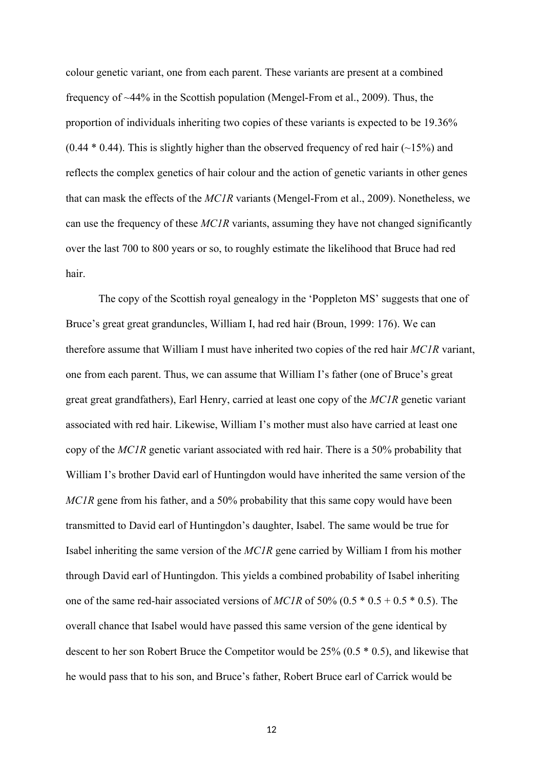colour genetic variant, one from each parent. These variants are present at a combined frequency of ~44% in the Scottish population (Mengel-From et al., 2009). Thus, the proportion of individuals inheriting two copies of these variants is expected to be 19.36% (0.44 * 0.44). This is slightly higher than the observed frequency of red hair (~15%) and reflects the complex genetics of hair colour and the action of genetic variants in other genes that can mask the effects of the *MC1R* variants (Mengel-From et al., 2009). Nonetheless, we can use the frequency of these *MC1R* variants, assuming they have not changed significantly over the last 700 to 800 years or so, to roughly estimate the likelihood that Bruce had red hair.

The copy of the Scottish royal genealogy in the 'Poppleton MS' suggests that one of Bruce's great great granduncles, William I, had red hair (Broun, 1999: 176). We can therefore assume that William I must have inherited two copies of the red hair *MC1R* variant, one from each parent. Thus, we can assume that William I's father (one of Bruce's great great great grandfathers), Earl Henry, carried at least one copy of the *MC1R* genetic variant associated with red hair. Likewise, William I's mother must also have carried at least one copy of the *MC1R* genetic variant associated with red hair. There is a 50% probability that William I's brother David earl of Huntingdon would have inherited the same version of the *MC1R* gene from his father, and a 50% probability that this same copy would have been transmitted to David earl of Huntingdon's daughter, Isabel. The same would be true for Isabel inheriting the same version of the *MC1R* gene carried by William I from his mother through David earl of Huntingdon. This yields a combined probability of Isabel inheriting one of the same red-hair associated versions of *MC1R* of 50% (0.5 * 0.5 + 0.5 * 0.5). The overall chance that Isabel would have passed this same version of the gene identical by descent to her son Robert Bruce the Competitor would be 25% (0.5 * 0.5), and likewise that he would pass that to his son, and Bruce's father, Robert Bruce earl of Carrick would be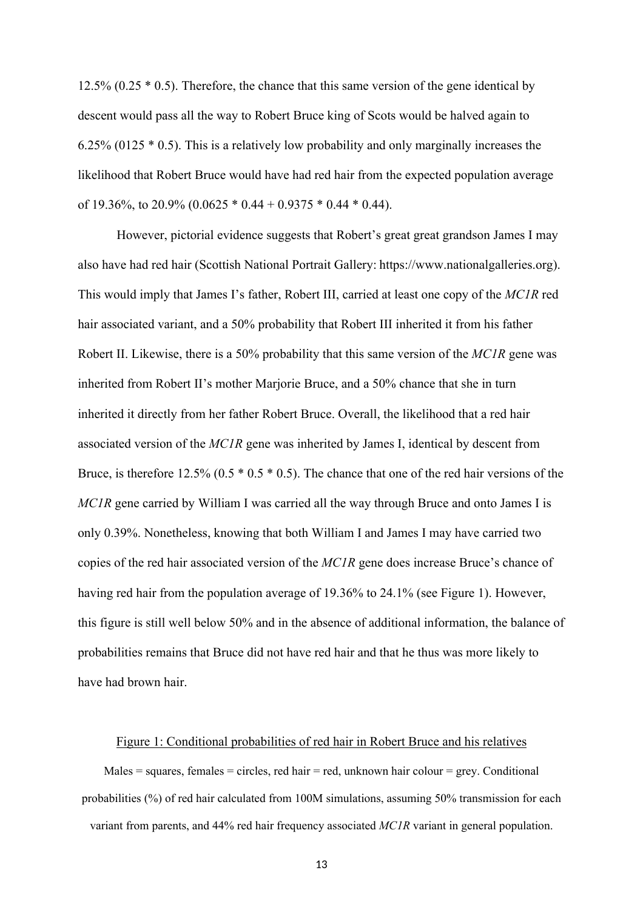12.5% (0.25 * 0.5). Therefore, the chance that this same version of the gene identical by descent would pass all the way to Robert Bruce king of Scots would be halved again to 6.25% (0125 * 0.5). This is a relatively low probability and only marginally increases the likelihood that Robert Bruce would have had red hair from the expected population average of 19.36%, to 20.9% (0.0625 * 0.44 + 0.9375 * 0.44 * 0.44).

However, pictorial evidence suggests that Robert's great great grandson James I may also have had red hair (Scottish National Portrait Gallery: https://www.nationalgalleries.org). This would imply that James I's father, Robert III, carried at least one copy of the *MC1R* red hair associated variant, and a 50% probability that Robert III inherited it from his father Robert II. Likewise, there is a 50% probability that this same version of the *MC1R* gene was inherited from Robert II's mother Marjorie Bruce, and a 50% chance that she in turn inherited it directly from her father Robert Bruce. Overall, the likelihood that a red hair associated version of the *MC1R* gene was inherited by James I, identical by descent from Bruce, is therefore 12.5% (0.5 * 0.5 * 0.5). The chance that one of the red hair versions of the *MC1R* gene carried by William I was carried all the way through Bruce and onto James I is only 0.39%. Nonetheless, knowing that both William I and James I may have carried two copies of the red hair associated version of the *MC1R* gene does increase Bruce's chance of having red hair from the population average of 19.36% to 24.1% (see Figure 1). However, this figure is still well below 50% and in the absence of additional information, the balance of probabilities remains that Bruce did not have red hair and that he thus was more likely to have had brown hair.

Figure 1: Conditional probabilities of red hair in Robert Bruce and his relatives

Males = squares, females = circles, red hair = red, unknown hair colour = grey. Conditional probabilities (%) of red hair calculated from 100M simulations, assuming 50% transmission for each variant from parents, and 44% red hair frequency associated *MC1R* variant in general population.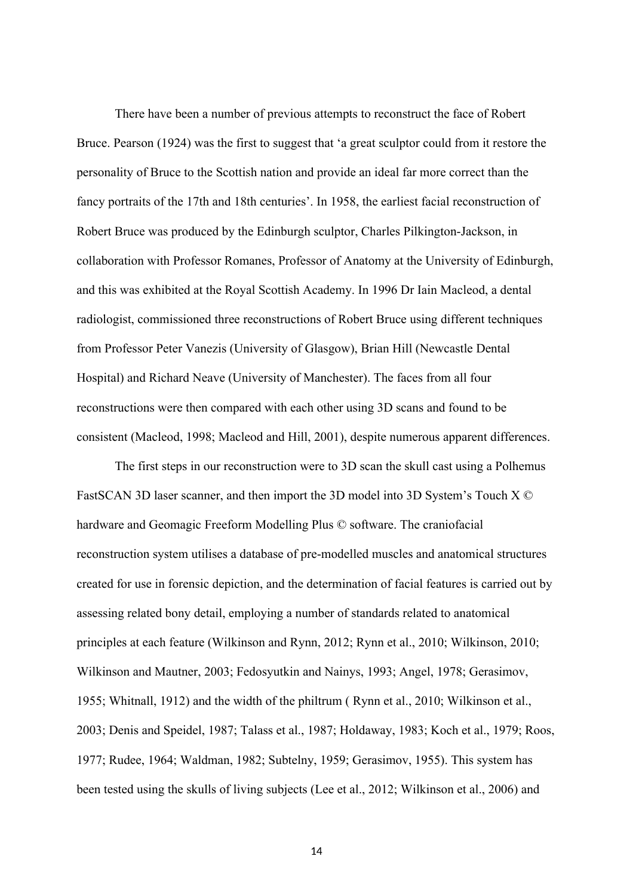There have been a number of previous attempts to reconstruct the face of Robert Bruce. Pearson (1924) was the first to suggest that 'a great sculptor could from it restore the personality of Bruce to the Scottish nation and provide an ideal far more correct than the fancy portraits of the 17th and 18th centuries'. In 1958, the earliest facial reconstruction of Robert Bruce was produced by the Edinburgh sculptor, Charles Pilkington-Jackson, in collaboration with Professor Romanes, Professor of Anatomy at the University of Edinburgh, and this was exhibited at the Royal Scottish Academy. In 1996 Dr Iain Macleod, a dental radiologist, commissioned three reconstructions of Robert Bruce using different techniques from Professor Peter Vanezis (University of Glasgow), Brian Hill (Newcastle Dental Hospital) and Richard Neave (University of Manchester). The faces from all four reconstructions were then compared with each other using 3D scans and found to be consistent (Macleod, 1998; Macleod and Hill, 2001), despite numerous apparent differences.

The first steps in our reconstruction were to 3D scan the skull cast using a Polhemus FastSCAN 3D laser scanner, and then import the 3D model into 3D System's Touch X © hardware and Geomagic Freeform Modelling Plus © software. The craniofacial reconstruction system utilises a database of pre-modelled muscles and anatomical structures created for use in forensic depiction, and the determination of facial features is carried out by assessing related bony detail, employing a number of standards related to anatomical principles at each feature (Wilkinson and Rynn, 2012; Rynn et al., 2010; Wilkinson, 2010; Wilkinson and Mautner, 2003; Fedosyutkin and Nainys, 1993; Angel, 1978; Gerasimov, 1955; Whitnall, 1912) and the width of the philtrum ( Rynn et al., 2010; Wilkinson et al., 2003; Denis and Speidel, 1987; Talass et al., 1987; Holdaway, 1983; Koch et al., 1979; Roos, 1977; Rudee, 1964; Waldman, 1982; Subtelny, 1959; Gerasimov, 1955). This system has been tested using the skulls of living subjects (Lee et al., 2012; Wilkinson et al., 2006) and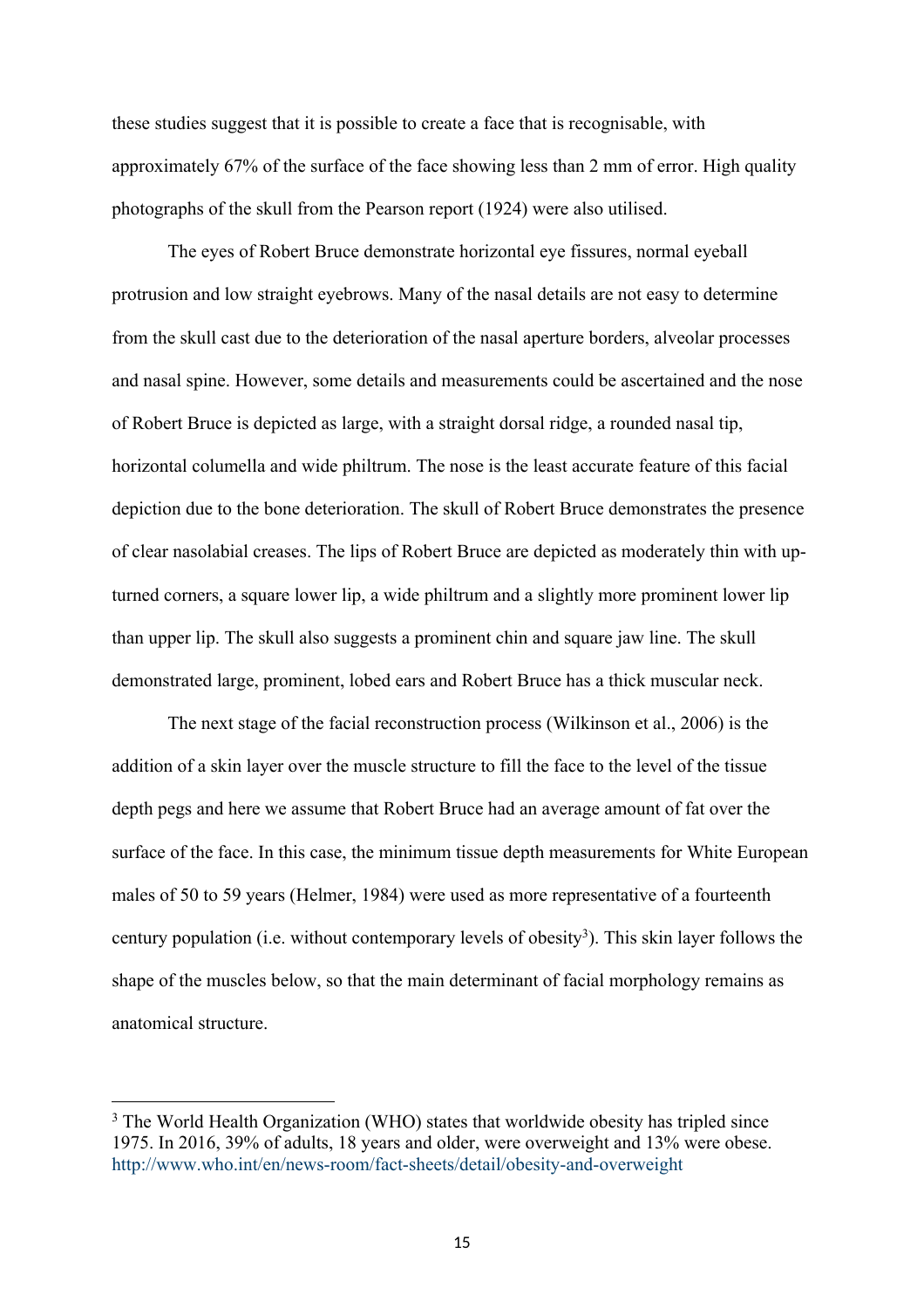these studies suggest that it is possible to create a face that is recognisable, with approximately 67% of the surface of the face showing less than 2 mm of error. High quality photographs of the skull from the Pearson report (1924) were also utilised.

The eyes of Robert Bruce demonstrate horizontal eye fissures, normal eyeball protrusion and low straight eyebrows. Many of the nasal details are not easy to determine from the skull cast due to the deterioration of the nasal aperture borders, alveolar processes and nasal spine. However, some details and measurements could be ascertained and the nose of Robert Bruce is depicted as large, with a straight dorsal ridge, a rounded nasal tip, horizontal columella and wide philtrum. The nose is the least accurate feature of this facial depiction due to the bone deterioration. The skull of Robert Bruce demonstrates the presence of clear nasolabial creases. The lips of Robert Bruce are depicted as moderately thin with up-turned corners, a square lower lip, a wide philtrum and a slightly more prominent lower lip than upper lip. The skull also suggests a prominent chin and square jaw line. The skull demonstrated large, prominent, lobed ears and Robert Bruce has a thick muscular neck.

The next stage of the facial reconstruction process (Wilkinson et al., 2006) is the addition of a skin layer over the muscle structure to fill the face to the level of the tissue depth pegs and here we assume that Robert Bruce had an average amount of fat over the surface of the face. In this case, the minimum tissue depth measurements for White European males of 50 to 59 years (Helmer, 1984) were used as more representative of a fourteenth century population (i.e. without contemporary levels of obesity[3]). This skin layer follows the shape of the muscles below, so that the main determinant of facial morphology remains as anatomical structure.

---

[3] The World Health Organization (WHO) states that worldwide obesity has tripled since 1975. In 2016, 39% of adults, 18 years and older, were overweight and 13% were obese. http://www.who.int/en/news-room/fact-sheets/detail/obesity-and-overweight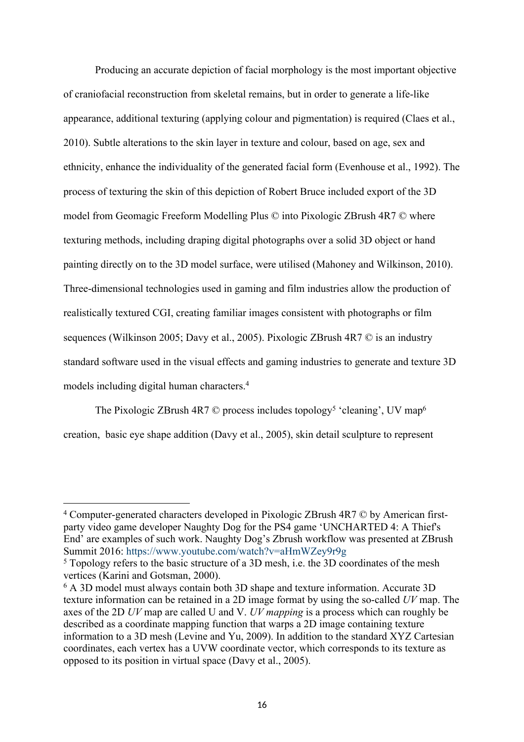Producing an accurate depiction of facial morphology is the most important objective of craniofacial reconstruction from skeletal remains, but in order to generate a life-like appearance, additional texturing (applying colour and pigmentation) is required (Claes et al., 2010). Subtle alterations to the skin layer in texture and colour, based on age, sex and ethnicity, enhance the individuality of the generated facial form (Evenhouse et al., 1992). The process of texturing the skin of this depiction of Robert Bruce included export of the 3D model from Geomagic Freeform Modelling Plus © into Pixologic ZBrush 4R7 © where texturing methods, including draping digital photographs over a solid 3D object or hand painting directly on to the 3D model surface, were utilised (Mahoney and Wilkinson, 2010). Three-dimensional technologies used in gaming and film industries allow the production of realistically textured CGI, creating familiar images consistent with photographs or film sequences (Wilkinson 2005; Davy et al., 2005). Pixologic ZBrush 4R7 © is an industry standard software used in the visual effects and gaming industries to generate and texture 3D models including digital human characters.[4]

The Pixologic ZBrush 4R7 © process includes topology[5] 'cleaning', UV map[6] creation, basic eye shape addition (Davy et al., 2005), skin detail sculpture to represent

---

[4] Computer-generated characters developed in Pixologic ZBrush 4R7 © by American first-party video game developer Naughty Dog for the PS4 game 'UNCHARTED 4: A Thief's End' are examples of such work. Naughty Dog's Zbrush workflow was presented at ZBrush Summit 2016: https://www.youtube.com/watch?v=aHmWZey9r9g

[5] Topology refers to the basic structure of a 3D mesh, i.e. the 3D coordinates of the mesh vertices (Karini and Gotsman, 2000).

[6] A 3D model must always contain both 3D shape and texture information. Accurate 3D texture information can be retained in a 2D image format by using the so-called *UV* map. The axes of the 2D *UV* map are called U and V. *UV mapping* is a process which can roughly be described as a coordinate mapping function that warps a 2D image containing texture information to a 3D mesh (Levine and Yu, 2009). In addition to the standard XYZ Cartesian coordinates, each vertex has a UVW coordinate vector, which corresponds to its texture as opposed to its position in virtual space (Davy et al., 2005).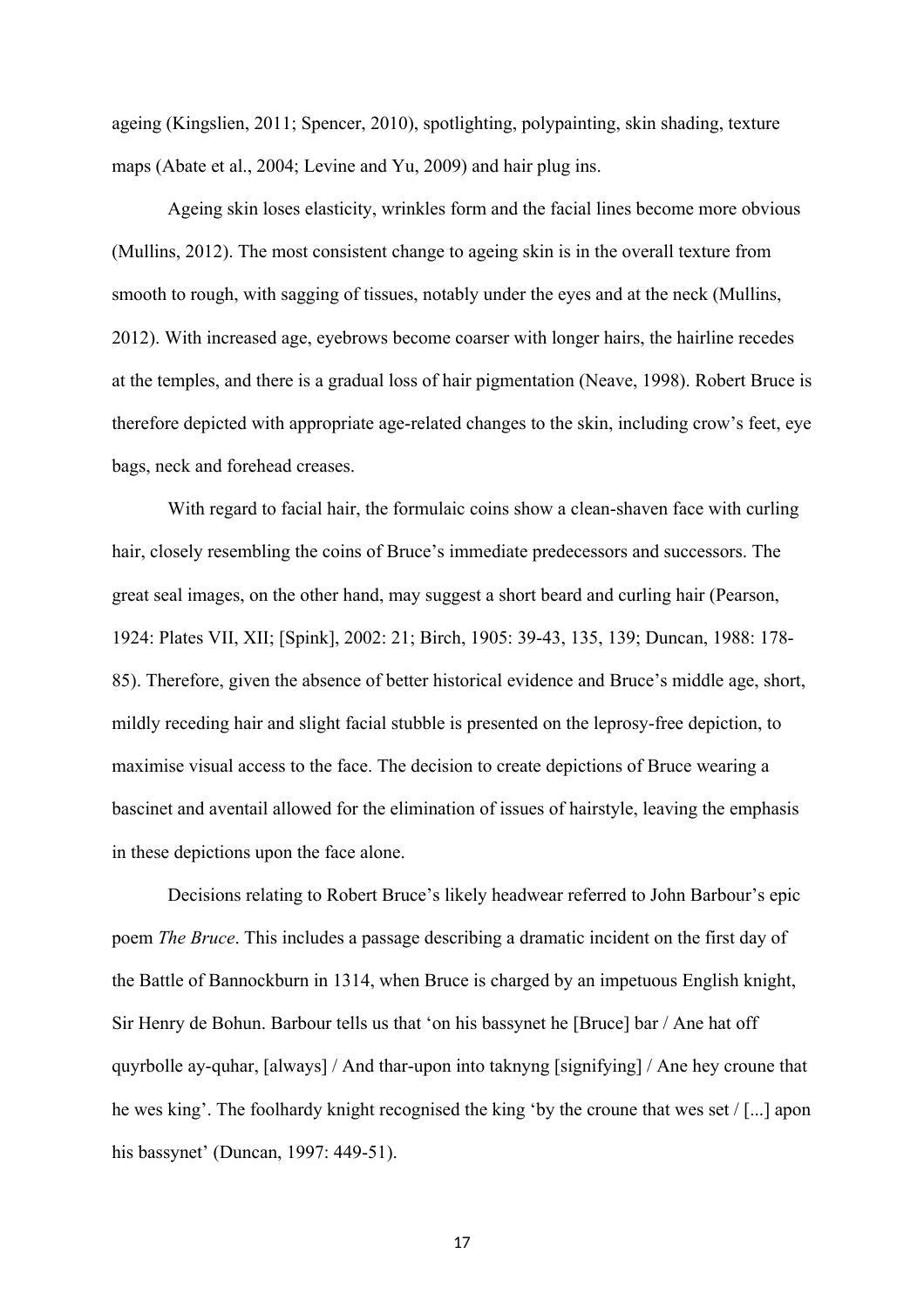ageing (Kingslien, 2011; Spencer, 2010), spotlighting, polypainting, skin shading, texture maps (Abate et al., 2004; Levine and Yu, 2009) and hair plug ins.

Ageing skin loses elasticity, wrinkles form and the facial lines become more obvious (Mullins, 2012). The most consistent change to ageing skin is in the overall texture from smooth to rough, with sagging of tissues, notably under the eyes and at the neck (Mullins, 2012). With increased age, eyebrows become coarser with longer hairs, the hairline recedes at the temples, and there is a gradual loss of hair pigmentation (Neave, 1998). Robert Bruce is therefore depicted with appropriate age-related changes to the skin, including crow's feet, eye bags, neck and forehead creases.

With regard to facial hair, the formulaic coins show a clean-shaven face with curling hair, closely resembling the coins of Bruce's immediate predecessors and successors. The great seal images, on the other hand, may suggest a short beard and curling hair (Pearson, 1924: Plates VII, XII; [Spink], 2002: 21; Birch, 1905: 39-43, 135, 139; Duncan, 1988: 178-85). Therefore, given the absence of better historical evidence and Bruce's middle age, short, mildly receding hair and slight facial stubble is presented on the leprosy-free depiction, to maximise visual access to the face. The decision to create depictions of Bruce wearing a bascinet and aventail allowed for the elimination of issues of hairstyle, leaving the emphasis in these depictions upon the face alone.

Decisions relating to Robert Bruce's likely headwear referred to John Barbour's epic poem *The Bruce*. This includes a passage describing a dramatic incident on the first day of the Battle of Bannockburn in 1314, when Bruce is charged by an impetuous English knight, Sir Henry de Bohun. Barbour tells us that 'on his bassynet he [Bruce] bar / Ane hat off quyrbolle ay-quhar, [always] / And thar-upon into taknyng [signifying] / Ane hey croune that he wes king'. The foolhardy knight recognised the king 'by the croune that wes set / [...] apon his bassynet' (Duncan, 1997: 449-51).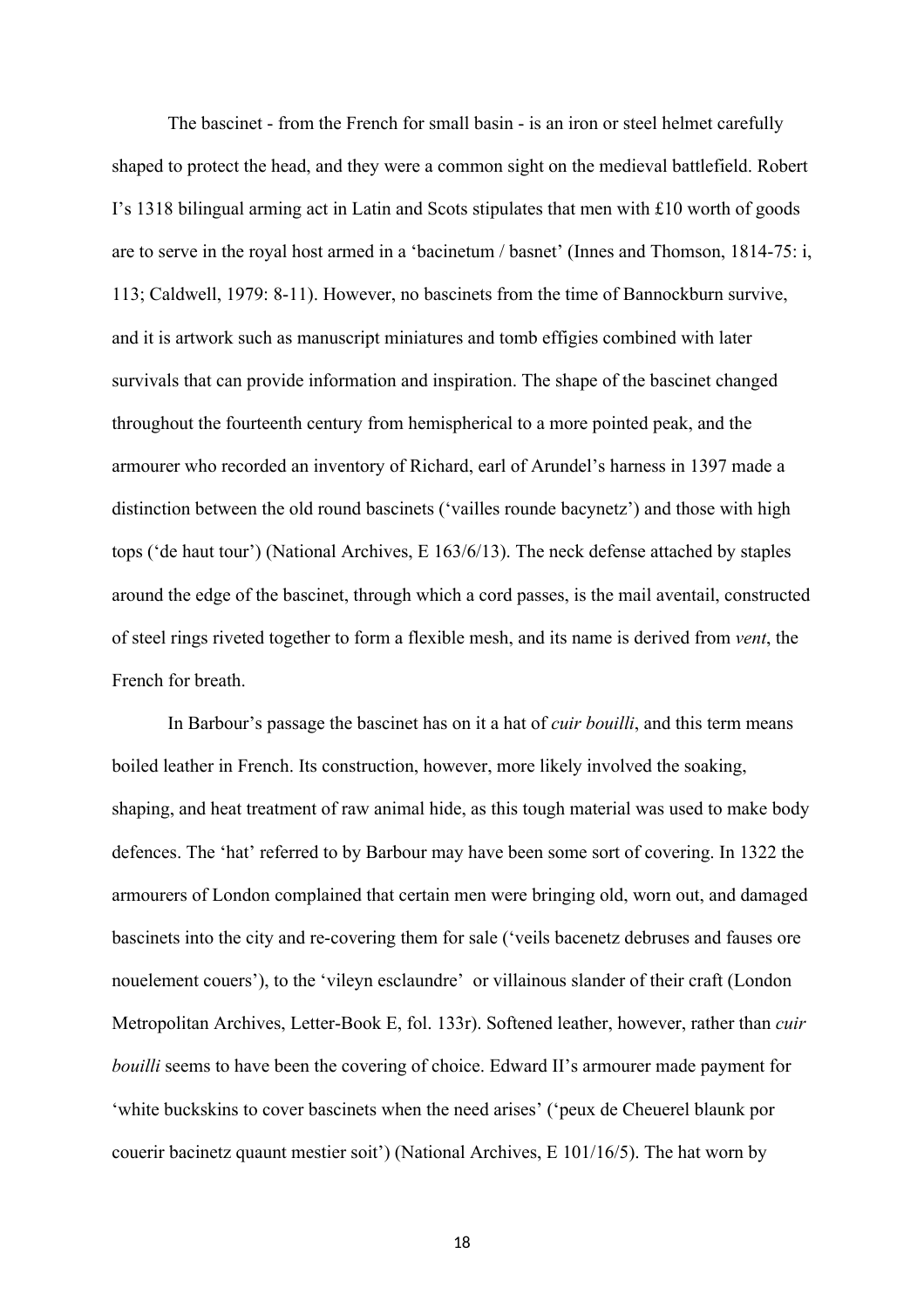The bascinet - from the French for small basin - is an iron or steel helmet carefully shaped to protect the head, and they were a common sight on the medieval battlefield. Robert I's 1318 bilingual arming act in Latin and Scots stipulates that men with £10 worth of goods are to serve in the royal host armed in a 'bacinetum / basnet' (Innes and Thomson, 1814-75: i, 113; Caldwell, 1979: 8-11). However, no bascinets from the time of Bannockburn survive, and it is artwork such as manuscript miniatures and tomb effigies combined with later survivals that can provide information and inspiration. The shape of the bascinet changed throughout the fourteenth century from hemispherical to a more pointed peak, and the armourer who recorded an inventory of Richard, earl of Arundel's harness in 1397 made a distinction between the old round bascinets ('vailles rounde bacynetz') and those with high tops ('de haut tour') (National Archives, E 163/6/13). The neck defense attached by staples around the edge of the bascinet, through which a cord passes, is the mail aventail, constructed of steel rings riveted together to form a flexible mesh, and its name is derived from *vent*, the French for breath.

In Barbour's passage the bascinet has on it a hat of *cuir bouilli*, and this term means boiled leather in French. Its construction, however, more likely involved the soaking, shaping, and heat treatment of raw animal hide, as this tough material was used to make body defences. The 'hat' referred to by Barbour may have been some sort of covering. In 1322 the armourers of London complained that certain men were bringing old, worn out, and damaged bascinets into the city and re-covering them for sale ('veils bacenetz debruses and fauses ore nouelement couers'), to the 'vileyn esclaundre' or villainous slander of their craft (London Metropolitan Archives, Letter-Book E, fol. 133r). Softened leather, however, rather than *cuir bouilli* seems to have been the covering of choice. Edward II's armourer made payment for 'white buckskins to cover bascinets when the need arises' ('peux de Cheuerel blaunk por couerir bacinetz quaunt mestier soit') (National Archives, E 101/16/5). The hat worn by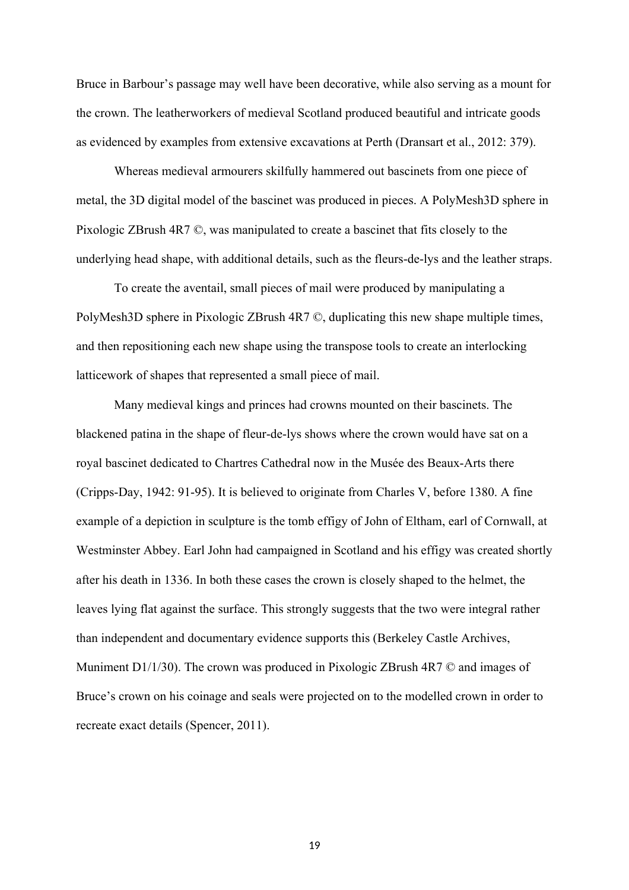Bruce in Barbour's passage may well have been decorative, while also serving as a mount for the crown. The leatherworkers of medieval Scotland produced beautiful and intricate goods as evidenced by examples from extensive excavations at Perth (Dransart et al., 2012: 379).

Whereas medieval armourers skilfully hammered out bascinets from one piece of metal, the 3D digital model of the bascinet was produced in pieces. A PolyMesh3D sphere in Pixologic ZBrush 4R7 ©, was manipulated to create a bascinet that fits closely to the underlying head shape, with additional details, such as the fleurs-de-lys and the leather straps.

To create the aventail, small pieces of mail were produced by manipulating a PolyMesh3D sphere in Pixologic ZBrush 4R7 ©, duplicating this new shape multiple times, and then repositioning each new shape using the transpose tools to create an interlocking latticework of shapes that represented a small piece of mail.

Many medieval kings and princes had crowns mounted on their bascinets. The blackened patina in the shape of fleur-de-lys shows where the crown would have sat on a royal bascinet dedicated to Chartres Cathedral now in the Musée des Beaux-Arts there (Cripps-Day, 1942: 91-95). It is believed to originate from Charles V, before 1380. A fine example of a depiction in sculpture is the tomb effigy of John of Eltham, earl of Cornwall, at Westminster Abbey. Earl John had campaigned in Scotland and his effigy was created shortly after his death in 1336. In both these cases the crown is closely shaped to the helmet, the leaves lying flat against the surface. This strongly suggests that the two were integral rather than independent and documentary evidence supports this (Berkeley Castle Archives, Muniment D1/1/30). The crown was produced in Pixologic ZBrush 4R7 © and images of Bruce's crown on his coinage and seals were projected on to the modelled crown in order to recreate exact details (Spencer, 2011).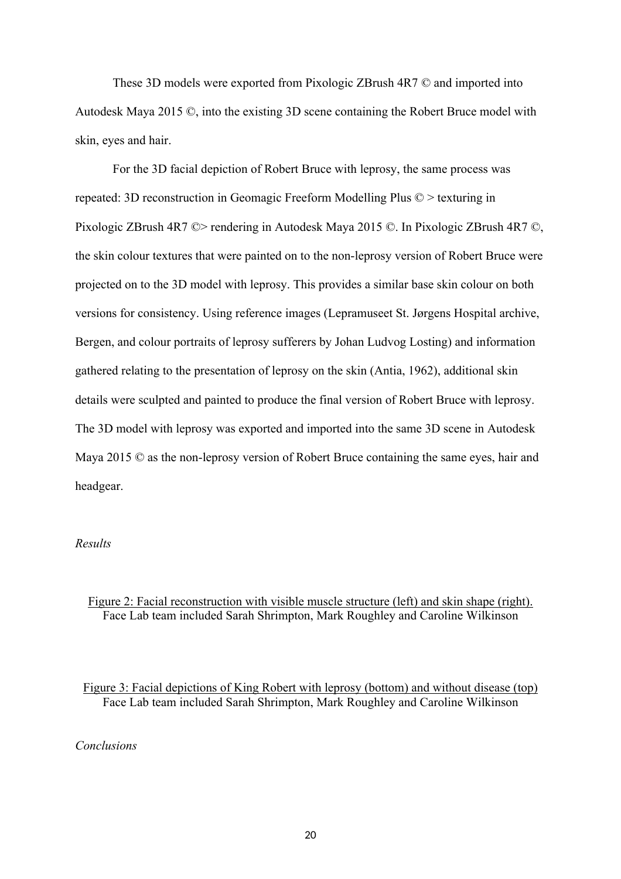These 3D models were exported from Pixologic ZBrush 4R7 © and imported into Autodesk Maya 2015 ©, into the existing 3D scene containing the Robert Bruce model with skin, eyes and hair.

For the 3D facial depiction of Robert Bruce with leprosy, the same process was repeated: 3D reconstruction in Geomagic Freeform Modelling Plus © > texturing in Pixologic ZBrush 4R7 ©> rendering in Autodesk Maya 2015 ©. In Pixologic ZBrush 4R7 ©, the skin colour textures that were painted on to the non-leprosy version of Robert Bruce were projected on to the 3D model with leprosy. This provides a similar base skin colour on both versions for consistency. Using reference images (Lepramuseet St. Jørgens Hospital archive, Bergen, and colour portraits of leprosy sufferers by Johan Ludvog Losting) and information gathered relating to the presentation of leprosy on the skin (Antia, 1962), additional skin details were sculpted and painted to produce the final version of Robert Bruce with leprosy. The 3D model with leprosy was exported and imported into the same 3D scene in Autodesk Maya 2015 © as the non-leprosy version of Robert Bruce containing the same eyes, hair and headgear.

*Results*

Figure 2: Facial reconstruction with visible muscle structure (left) and skin shape (right).
Face Lab team included Sarah Shrimpton, Mark Roughley and Caroline Wilkinson

Figure 3: Facial depictions of King Robert with leprosy (bottom) and without disease (top)
Face Lab team included Sarah Shrimpton, Mark Roughley and Caroline Wilkinson

*Conclusions*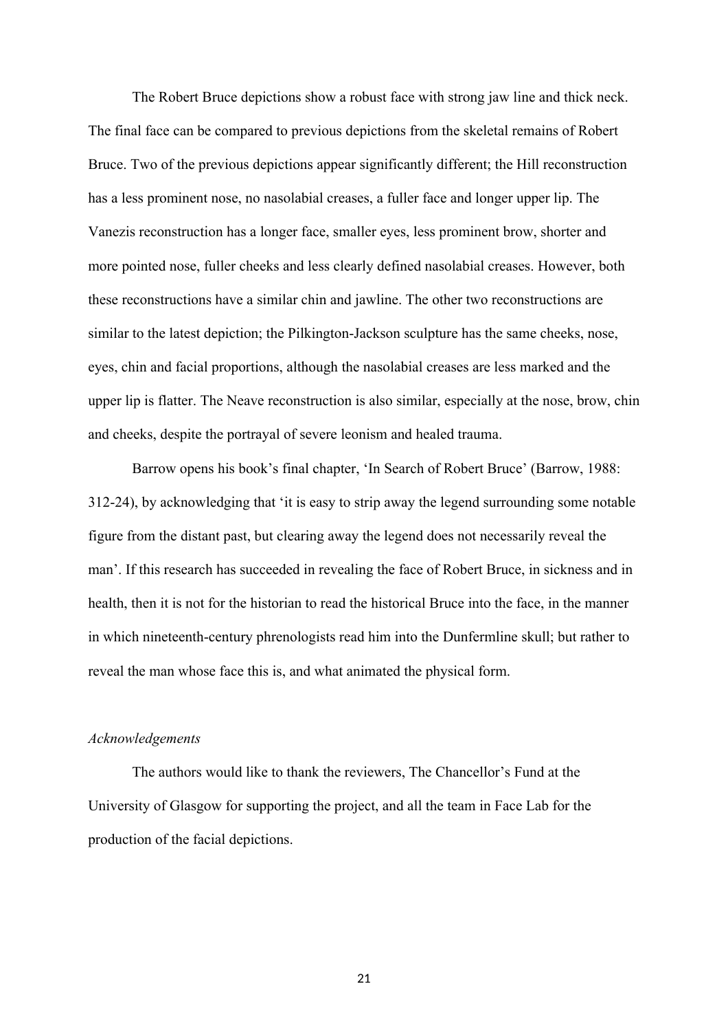The Robert Bruce depictions show a robust face with strong jaw line and thick neck. The final face can be compared to previous depictions from the skeletal remains of Robert Bruce. Two of the previous depictions appear significantly different; the Hill reconstruction has a less prominent nose, no nasolabial creases, a fuller face and longer upper lip. The Vanezis reconstruction has a longer face, smaller eyes, less prominent brow, shorter and more pointed nose, fuller cheeks and less clearly defined nasolabial creases. However, both these reconstructions have a similar chin and jawline. The other two reconstructions are similar to the latest depiction; the Pilkington-Jackson sculpture has the same cheeks, nose, eyes, chin and facial proportions, although the nasolabial creases are less marked and the upper lip is flatter. The Neave reconstruction is also similar, especially at the nose, brow, chin and cheeks, despite the portrayal of severe leonism and healed trauma.

Barrow opens his book's final chapter, 'In Search of Robert Bruce' (Barrow, 1988: 312-24), by acknowledging that 'it is easy to strip away the legend surrounding some notable figure from the distant past, but clearing away the legend does not necessarily reveal the man'. If this research has succeeded in revealing the face of Robert Bruce, in sickness and in health, then it is not for the historian to read the historical Bruce into the face, in the manner in which nineteenth-century phrenologists read him into the Dunfermline skull; but rather to reveal the man whose face this is, and what animated the physical form.

*Acknowledgements*

The authors would like to thank the reviewers, The Chancellor's Fund at the University of Glasgow for supporting the project, and all the team in Face Lab for the production of the facial depictions.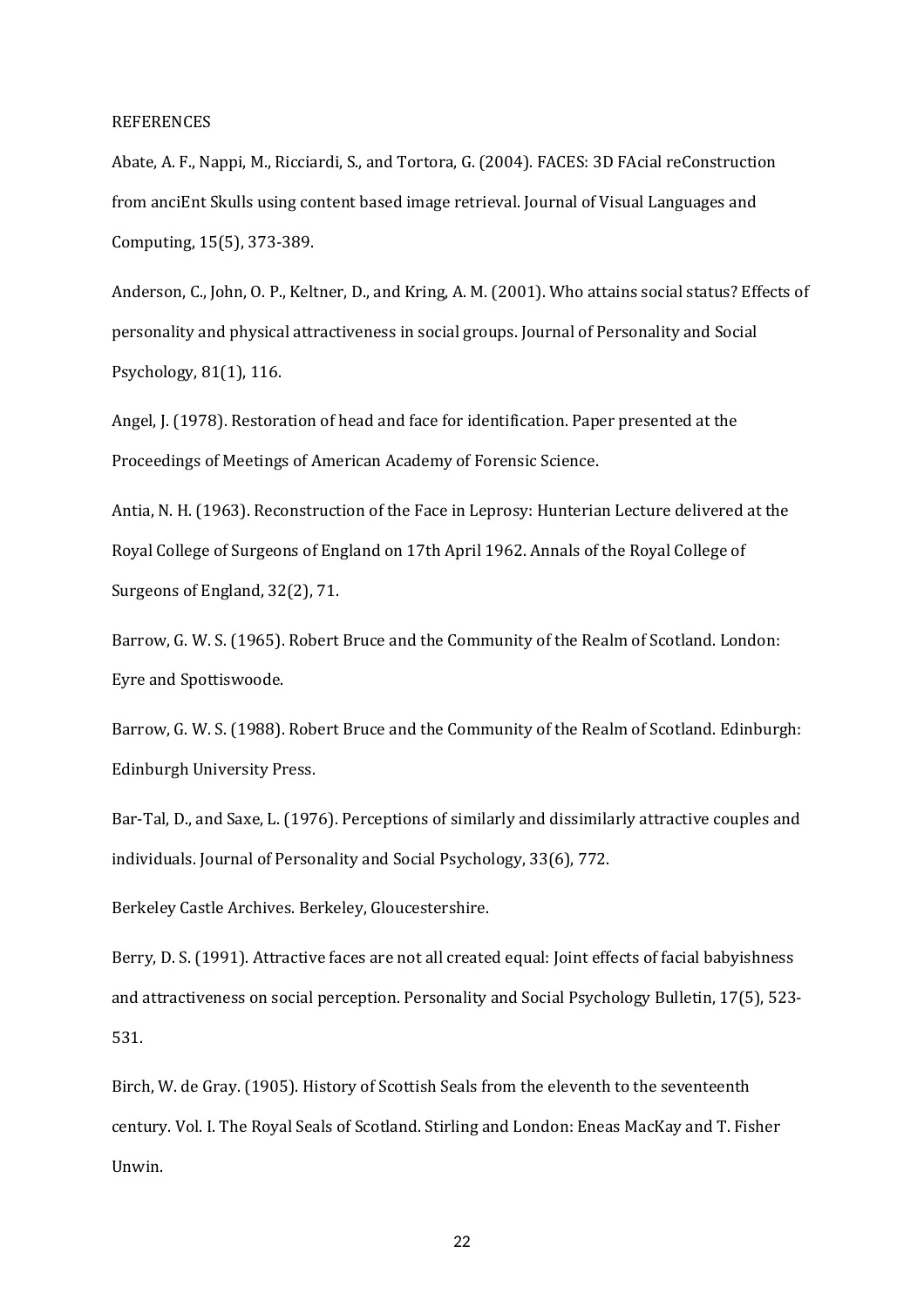REFERENCES

Abate, A. F., Nappi, M., Ricciardi, S., and Tortora, G. (2004). FACES: 3D FAcial reConstruction from anciEnt Skulls using content based image retrieval. Journal of Visual Languages and Computing, 15(5), 373-389.

Anderson, C., John, O. P., Keltner, D., and Kring, A. M. (2001). Who attains social status? Effects of personality and physical attractiveness in social groups. Journal of Personality and Social Psychology, 81(1), 116.

Angel, J. (1978). Restoration of head and face for identification. Paper presented at the Proceedings of Meetings of American Academy of Forensic Science.

Antia, N. H. (1963). Reconstruction of the Face in Leprosy: Hunterian Lecture delivered at the Royal College of Surgeons of England on 17th April 1962. Annals of the Royal College of Surgeons of England, 32(2), 71.

Barrow, G. W. S. (1965). Robert Bruce and the Community of the Realm of Scotland. London: Eyre and Spottiswoode.

Barrow, G. W. S. (1988). Robert Bruce and the Community of the Realm of Scotland. Edinburgh: Edinburgh University Press.

Bar-Tal, D., and Saxe, L. (1976). Perceptions of similarly and dissimilarly attractive couples and individuals. Journal of Personality and Social Psychology, 33(6), 772.

Berkeley Castle Archives. Berkeley, Gloucestershire.

Berry, D. S. (1991). Attractive faces are not all created equal: Joint effects of facial babyishness and attractiveness on social perception. Personality and Social Psychology Bulletin, 17(5), 523-531.

Birch, W. de Gray. (1905). History of Scottish Seals from the eleventh to the seventeenth century. Vol. I. The Royal Seals of Scotland. Stirling and London: Eneas MacKay and T. Fisher Unwin.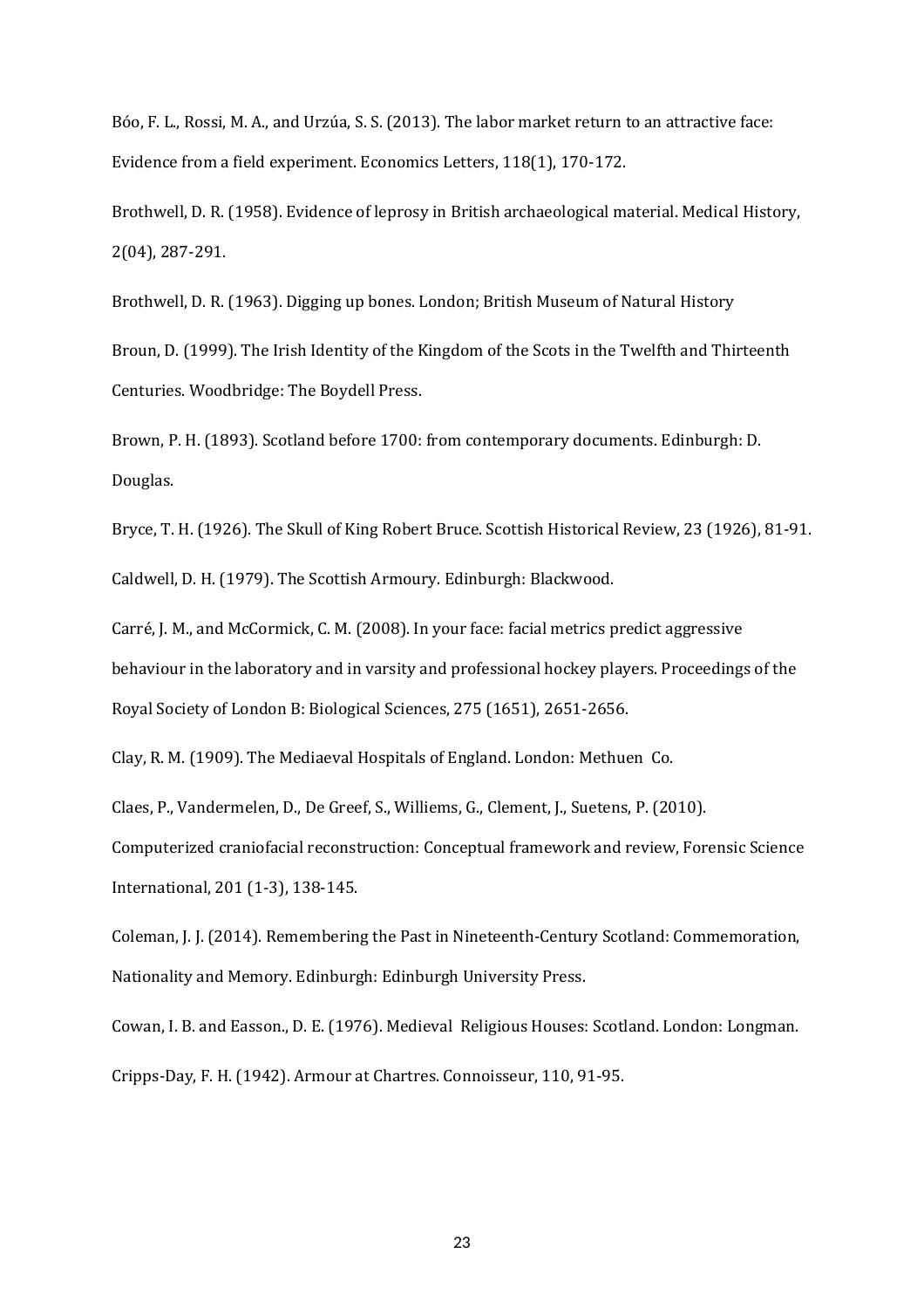Bóo, F. L., Rossi, M. A., and Urzúa, S. S. (2013). The labor market return to an attractive face: Evidence from a field experiment. Economics Letters, 118(1), 170-172.

Brothwell, D. R. (1958). Evidence of leprosy in British archaeological material. Medical History, 2(04), 287-291.

Brothwell, D. R. (1963). Digging up bones. London; British Museum of Natural History

Broun, D. (1999). The Irish Identity of the Kingdom of the Scots in the Twelfth and Thirteenth Centuries. Woodbridge: The Boydell Press.

Brown, P. H. (1893). Scotland before 1700: from contemporary documents. Edinburgh: D. Douglas.

Bryce, T. H. (1926). The Skull of King Robert Bruce. Scottish Historical Review, 23 (1926), 81-91.

Caldwell, D. H. (1979). The Scottish Armoury. Edinburgh: Blackwood.

Carré, J. M., and McCormick, C. M. (2008). In your face: facial metrics predict aggressive behaviour in the laboratory and in varsity and professional hockey players. Proceedings of the Royal Society of London B: Biological Sciences, 275 (1651), 2651-2656.

Clay, R. M. (1909). The Mediaeval Hospitals of England. London: Methuen Co.

Claes, P., Vandermelen, D., De Greef, S., Williems, G., Clement, J., Suetens, P. (2010). Computerized craniofacial reconstruction: Conceptual framework and review, Forensic Science International, 201 (1-3), 138-145.

Coleman, J. J. (2014). Remembering the Past in Nineteenth-Century Scotland: Commemoration, Nationality and Memory. Edinburgh: Edinburgh University Press.

Cowan, I. B. and Easson., D. E. (1976). Medieval Religious Houses: Scotland. London: Longman.

Cripps-Day, F. H. (1942). Armour at Chartres. Connoisseur, 110, 91-95.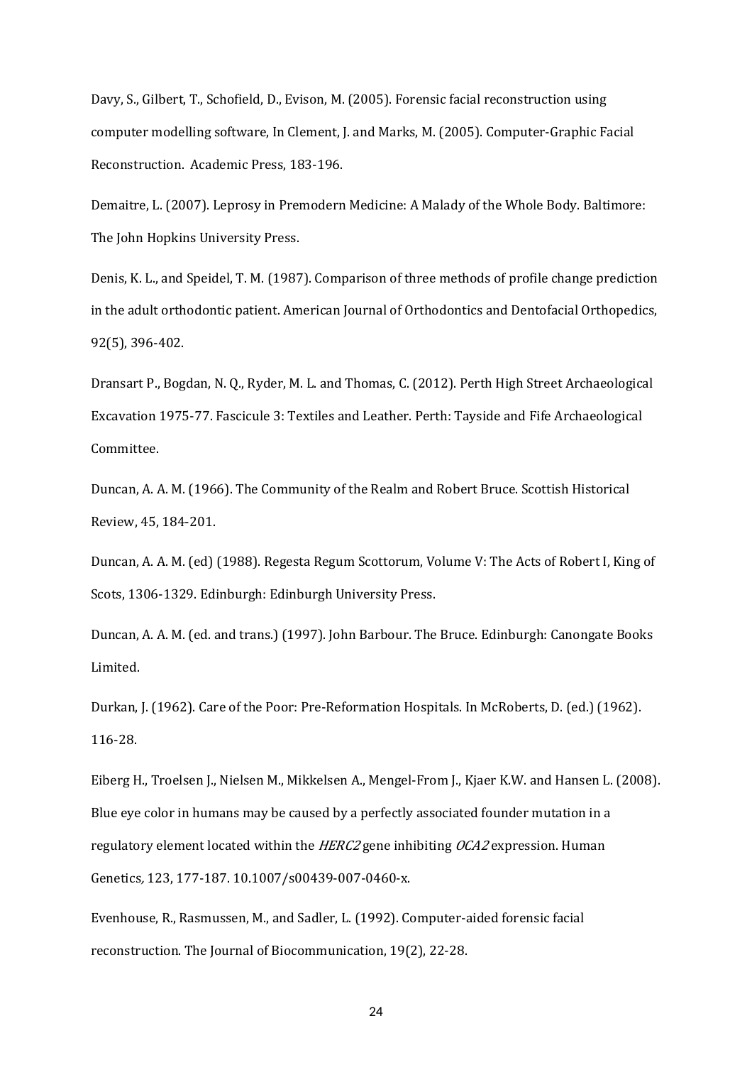Davy, S., Gilbert, T., Schofield, D., Evison, M. (2005). Forensic facial reconstruction using computer modelling software, In Clement, J. and Marks, M. (2005). Computer-Graphic Facial Reconstruction. Academic Press, 183-196.

Demaitre, L. (2007). Leprosy in Premodern Medicine: A Malady of the Whole Body. Baltimore: The John Hopkins University Press.

Denis, K. L., and Speidel, T. M. (1987). Comparison of three methods of profile change prediction in the adult orthodontic patient. American Journal of Orthodontics and Dentofacial Orthopedics, 92(5), 396-402.

Dransart P., Bogdan, N. Q., Ryder, M. L. and Thomas, C. (2012). Perth High Street Archaeological Excavation 1975-77. Fascicule 3: Textiles and Leather. Perth: Tayside and Fife Archaeological Committee.

Duncan, A. A. M. (1966). The Community of the Realm and Robert Bruce. Scottish Historical Review, 45, 184-201.

Duncan, A. A. M. (ed) (1988). Regesta Regum Scottorum, Volume V: The Acts of Robert I, King of Scots, 1306-1329. Edinburgh: Edinburgh University Press.

Duncan, A. A. M. (ed. and trans.) (1997). John Barbour. The Bruce. Edinburgh: Canongate Books Limited.

Durkan, J. (1962). Care of the Poor: Pre-Reformation Hospitals. In McRoberts, D. (ed.) (1962). 116-28.

Eiberg H., Troelsen J., Nielsen M., Mikkelsen A., Mengel-From J., Kjaer K.W. and Hansen L. (2008). Blue eye color in humans may be caused by a perfectly associated founder mutation in a regulatory element located within the *HERC2* gene inhibiting *OCA2* expression. Human Genetics*,* 123, 177-187. 10.1007/s00439-007-0460-x.

Evenhouse, R., Rasmussen, M., and Sadler, L. (1992). Computer-aided forensic facial reconstruction. The Journal of Biocommunication, 19(2), 22-28.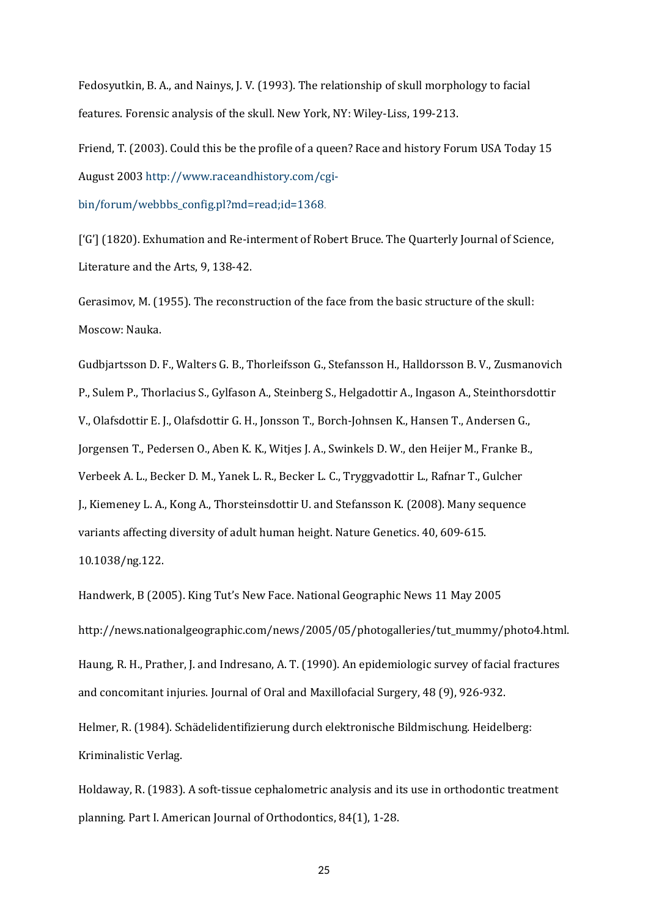Fedosyutkin, B. A., and Nainys, J. V. (1993). The relationship of skull morphology to facial features. Forensic analysis of the skull. New York, NY: Wiley-Liss, 199-213.

Friend, T. (2003). Could this be the profile of a queen? Race and history Forum USA Today 15 August 2003 http://www.raceandhistory.com/cgi-bin/forum/webbbs_config.pl?md=read;id=1368.

['G'] (1820). Exhumation and Re-interment of Robert Bruce. The Quarterly Journal of Science, Literature and the Arts, 9, 138-42.

Gerasimov, M. (1955). The reconstruction of the face from the basic structure of the skull: Moscow: Nauka.

Gudbjartsson D. F., Walters G. B., Thorleifsson G., Stefansson H., Halldorsson B. V., Zusmanovich P., Sulem P., Thorlacius S., Gylfason A., Steinberg S., Helgadottir A., Ingason A., Steinthorsdottir V., Olafsdottir E. J., Olafsdottir G. H., Jonsson T., Borch-Johnsen K., Hansen T., Andersen G., Jorgensen T., Pedersen O., Aben K. K., Witjes J. A., Swinkels D. W., den Heijer M., Franke B., Verbeek A. L., Becker D. M., Yanek L. R., Becker L. C., Tryggvadottir L., Rafnar T., Gulcher J., Kiemeney L. A., Kong A., Thorsteinsdottir U. and Stefansson K. (2008). Many sequence variants affecting diversity of adult human height. Nature Genetics. 40, 609-615. 10.1038/ng.122.

Handwerk, B (2005). King Tut's New Face. National Geographic News 11 May 2005 http://news.nationalgeographic.com/news/2005/05/photogalleries/tut_mummy/photo4.html.

Haung, R. H., Prather, J. and Indresano, A. T. (1990). An epidemiologic survey of facial fractures and concomitant injuries. Journal of Oral and Maxillofacial Surgery, 48 (9), 926-932.

Helmer, R. (1984). Schädelidentifizierung durch elektronische Bildmischung. Heidelberg: Kriminalistic Verlag.

Holdaway, R. (1983). A soft-tissue cephalometric analysis and its use in orthodontic treatment planning. Part I. American Journal of Orthodontics, 84(1), 1-28.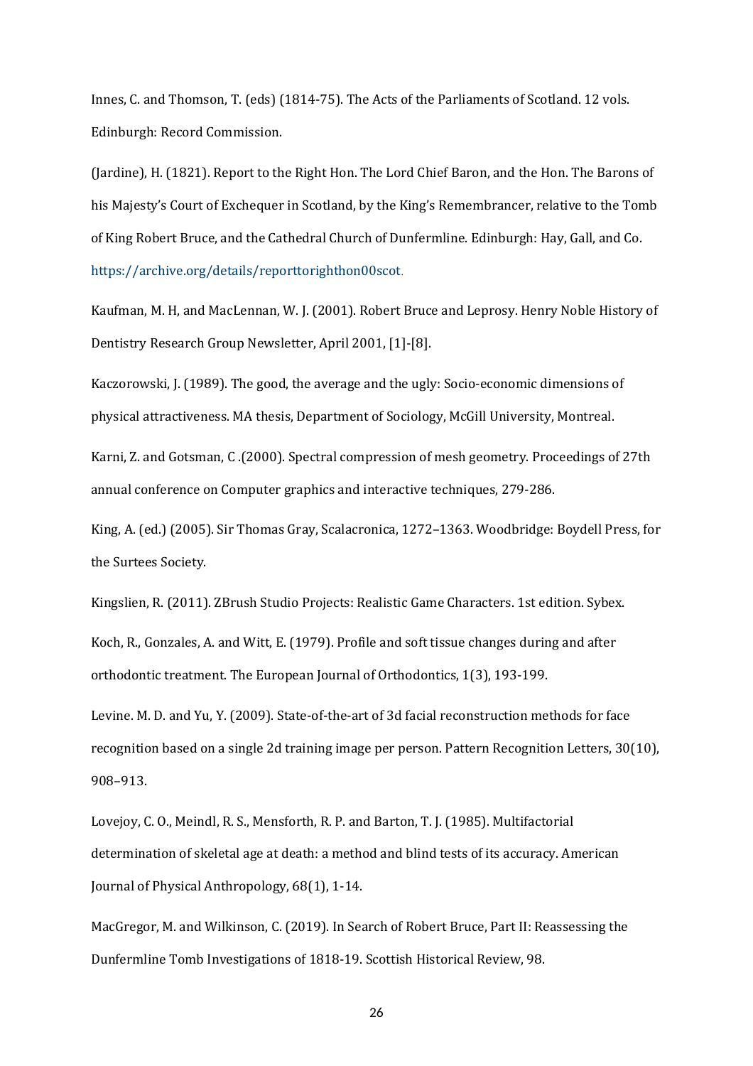Innes, C. and Thomson, T. (eds) (1814-75). The Acts of the Parliaments of Scotland. 12 vols. Edinburgh: Record Commission.

(Jardine), H. (1821). Report to the Right Hon. The Lord Chief Baron, and the Hon. The Barons of his Majesty's Court of Exchequer in Scotland, by the King's Remembrancer, relative to the Tomb of King Robert Bruce, and the Cathedral Church of Dunfermline. Edinburgh: Hay, Gall, and Co. https://archive.org/details/reporttorighthon00scot.

Kaufman, M. H, and MacLennan, W. J. (2001). Robert Bruce and Leprosy. Henry Noble History of Dentistry Research Group Newsletter, April 2001, [1]-[8].

Kaczorowski, J. (1989). The good, the average and the ugly: Socio-economic dimensions of physical attractiveness. MA thesis, Department of Sociology, McGill University, Montreal.

Karni, Z. and Gotsman, C .(2000). Spectral compression of mesh geometry. Proceedings of 27th annual conference on Computer graphics and interactive techniques, 279-286.

King, A. (ed.) (2005). Sir Thomas Gray, Scalacronica, 1272–1363. Woodbridge: Boydell Press, for the Surtees Society.

Kingslien, R. (2011). ZBrush Studio Projects: Realistic Game Characters. 1st edition. Sybex.

Koch, R., Gonzales, A. and Witt, E. (1979). Profile and soft tissue changes during and after orthodontic treatment. The European Journal of Orthodontics, 1(3), 193-199.

Levine. M. D. and Yu, Y. (2009). State-of-the-art of 3d facial reconstruction methods for face recognition based on a single 2d training image per person. Pattern Recognition Letters, 30(10), 908–913.

Lovejoy, C. O., Meindl, R. S., Mensforth, R. P. and Barton, T. J. (1985). Multifactorial determination of skeletal age at death: a method and blind tests of its accuracy. American Journal of Physical Anthropology, 68(1), 1-14.

MacGregor, M. and Wilkinson, C. (2019). In Search of Robert Bruce, Part II: Reassessing the Dunfermline Tomb Investigations of 1818-19. Scottish Historical Review, 98.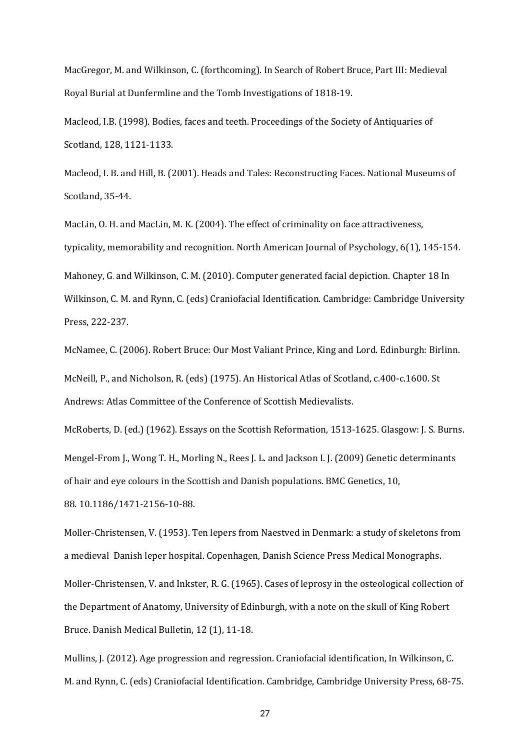MacGregor, M. and Wilkinson, C. (forthcoming). In Search of Robert Bruce, Part III: Medieval Royal Burial at Dunfermline and the Tomb Investigations of 1818-19.

Macleod, I.B. (1998). Bodies, faces and teeth. Proceedings of the Society of Antiquaries of Scotland, 128, 1121-1133.

Macleod, I. B. and Hill, B. (2001). Heads and Tales: Reconstructing Faces. National Museums of Scotland, 35-44.

MacLin, O. H. and MacLin, M. K. (2004). The effect of criminality on face attractiveness, typicality, memorability and recognition. North American Journal of Psychology, 6(1), 145-154.

Mahoney, G. and Wilkinson, C. M. (2010). Computer generated facial depiction. Chapter 18 In Wilkinson, C. M. and Rynn, C. (eds) Craniofacial Identification. Cambridge: Cambridge University Press, 222-237.

McNamee, C. (2006). Robert Bruce: Our Most Valiant Prince, King and Lord. Edinburgh: Birlinn.

McNeill, P., and Nicholson, R. (eds) (1975). An Historical Atlas of Scotland, c.400-c.1600. St Andrews: Atlas Committee of the Conference of Scottish Medievalists.

McRoberts, D. (ed.) (1962). Essays on the Scottish Reformation, 1513-1625. Glasgow: J. S. Burns.

Mengel-From J., Wong T. H., Morling N., Rees J. L. and Jackson I. J. (2009) Genetic determinants of hair and eye colours in the Scottish and Danish populations. BMC Genetics, 10, 88. 10.1186/1471-2156-10-88.

Moller-Christensen, V. (1953). Ten lepers from Naestved in Denmark: a study of skeletons from a medieval Danish leper hospital. Copenhagen, Danish Science Press Medical Monographs.

Moller-Christensen, V. and Inkster, R. G. (1965). Cases of leprosy in the osteological collection of the Department of Anatomy, University of Edinburgh, with a note on the skull of King Robert Bruce. Danish Medical Bulletin, 12 (1), 11-18.

Mullins, J. (2012). Age progression and regression. Craniofacial identification, In Wilkinson, C. M. and Rynn, C. (eds) Craniofacial Identification. Cambridge, Cambridge University Press, 68-75.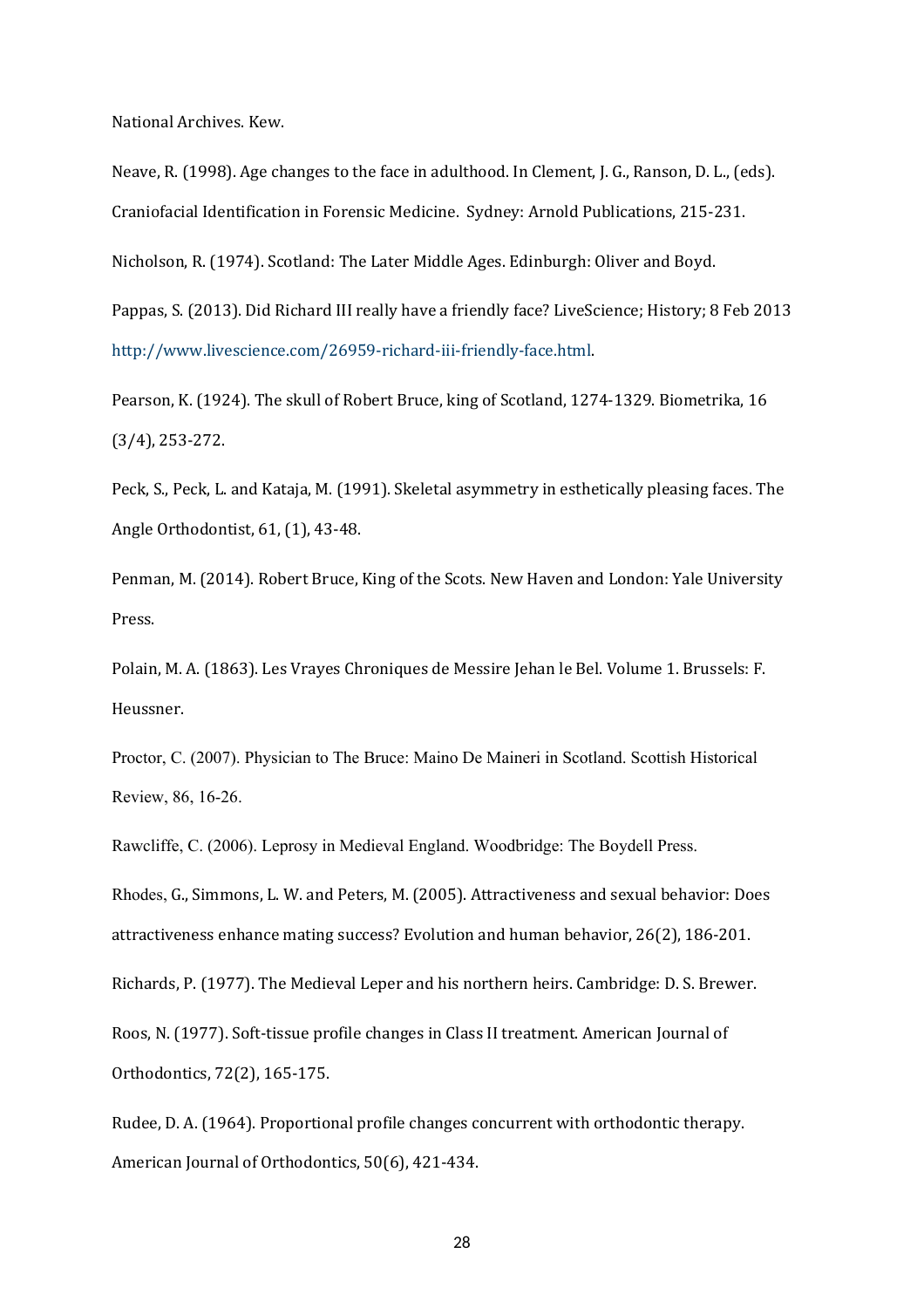National Archives. Kew.

Neave, R. (1998). Age changes to the face in adulthood. In Clement, J. G., Ranson, D. L., (eds). Craniofacial Identification in Forensic Medicine. Sydney: Arnold Publications, 215-231.

Nicholson, R. (1974). Scotland: The Later Middle Ages. Edinburgh: Oliver and Boyd.

Pappas, S. (2013). Did Richard III really have a friendly face? LiveScience; History; 8 Feb 2013 http://www.livescience.com/26959-richard-iii-friendly-face.html.

Pearson, K. (1924). The skull of Robert Bruce, king of Scotland, 1274-1329. Biometrika, 16 (3/4), 253-272.

Peck, S., Peck, L. and Kataja, M. (1991). Skeletal asymmetry in esthetically pleasing faces. The Angle Orthodontist, 61, (1), 43-48.

Penman, M. (2014). Robert Bruce, King of the Scots. New Haven and London: Yale University Press.

Polain, M. A. (1863). Les Vrayes Chroniques de Messire Jehan le Bel. Volume 1. Brussels: F. Heussner.

Proctor, C. (2007). Physician to The Bruce: Maino De Maineri in Scotland. Scottish Historical Review, 86, 16-26.

Rawcliffe, C. (2006). Leprosy in Medieval England. Woodbridge: The Boydell Press.

Rhodes, G., Simmons, L. W. and Peters, M. (2005). Attractiveness and sexual behavior: Does attractiveness enhance mating success? Evolution and human behavior, 26(2), 186-201.

Richards, P. (1977). The Medieval Leper and his northern heirs. Cambridge: D. S. Brewer.

Roos, N. (1977). Soft-tissue profile changes in Class II treatment. American Journal of Orthodontics, 72(2), 165-175.

Rudee, D. A. (1964). Proportional profile changes concurrent with orthodontic therapy. American Journal of Orthodontics, 50(6), 421-434.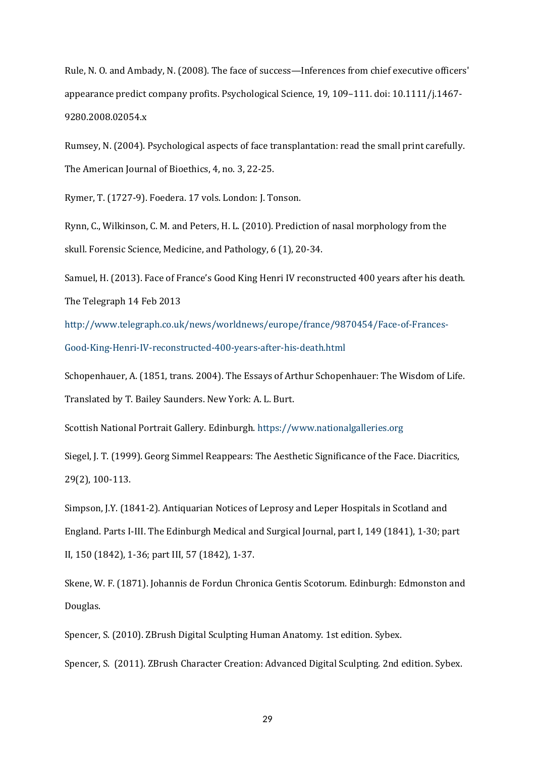Rule, N. O. and Ambady, N. (2008). The face of success—Inferences from chief executive officers' appearance predict company profits. Psychological Science, 19, 109–111. doi: 10.1111/j.1467-9280.2008.02054.x

Rumsey, N. (2004). Psychological aspects of face transplantation: read the small print carefully. The American Journal of Bioethics, 4, no. 3, 22-25.

Rymer, T. (1727-9). Foedera. 17 vols. London: J. Tonson.

Rynn, C., Wilkinson, C. M. and Peters, H. L. (2010). Prediction of nasal morphology from the skull. Forensic Science, Medicine, and Pathology, 6 (1), 20-34.

Samuel, H. (2013). Face of France's Good King Henri IV reconstructed 400 years after his death. The Telegraph 14 Feb 2013 http://www.telegraph.co.uk/news/worldnews/europe/france/9870454/Face-of-Frances-Good-King-Henri-IV-reconstructed-400-years-after-his-death.html

Schopenhauer, A. (1851, trans. 2004). The Essays of Arthur Schopenhauer: The Wisdom of Life. Translated by T. Bailey Saunders. New York: A. L. Burt.

Scottish National Portrait Gallery. Edinburgh. https://www.nationalgalleries.org

Siegel, J. T. (1999). Georg Simmel Reappears: The Aesthetic Significance of the Face. Diacritics, 29(2), 100-113.

Simpson, J.Y. (1841-2). Antiquarian Notices of Leprosy and Leper Hospitals in Scotland and England. Parts I-III. The Edinburgh Medical and Surgical Journal, part I, 149 (1841), 1-30; part II, 150 (1842), 1-36; part III, 57 (1842), 1-37.

Skene, W. F. (1871). Johannis de Fordun Chronica Gentis Scotorum. Edinburgh: Edmonston and Douglas.

Spencer, S. (2010). ZBrush Digital Sculpting Human Anatomy. 1st edition. Sybex.

Spencer, S. (2011). ZBrush Character Creation: Advanced Digital Sculpting. 2nd edition. Sybex.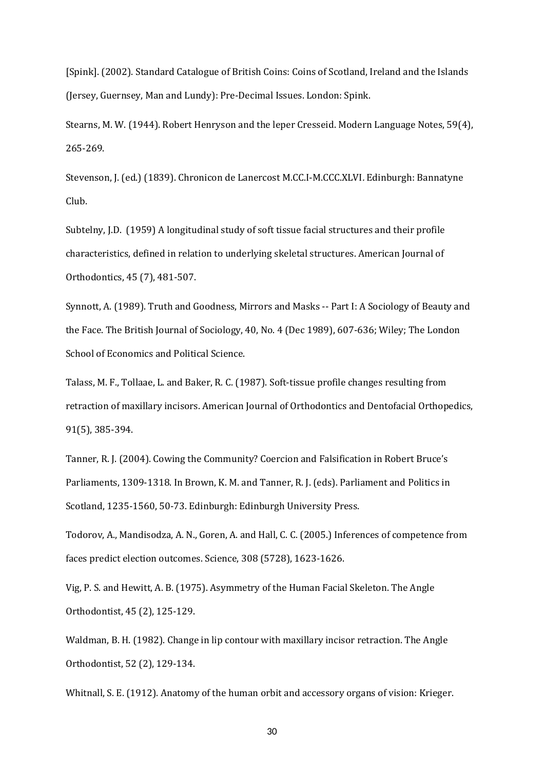[Spink]. (2002). Standard Catalogue of British Coins: Coins of Scotland, Ireland and the Islands (Jersey, Guernsey, Man and Lundy): Pre-Decimal Issues. London: Spink.

Stearns, M. W. (1944). Robert Henryson and the leper Cresseid. Modern Language Notes, 59(4), 265-269.

Stevenson, J. (ed.) (1839). Chronicon de Lanercost M.CC.I-M.CCC.XLVI. Edinburgh: Bannatyne Club.

Subtelny, J.D. (1959) A longitudinal study of soft tissue facial structures and their profile characteristics, defined in relation to underlying skeletal structures. American Journal of Orthodontics, 45 (7), 481-507.

Synnott, A. (1989). Truth and Goodness, Mirrors and Masks -- Part I: A Sociology of Beauty and the Face. The British Journal of Sociology, 40, No. 4 (Dec 1989), 607-636; Wiley; The London School of Economics and Political Science.

Talass, M. F., Tollaae, L. and Baker, R. C. (1987). Soft-tissue profile changes resulting from retraction of maxillary incisors. American Journal of Orthodontics and Dentofacial Orthopedics, 91(5), 385-394.

Tanner, R. J. (2004). Cowing the Community? Coercion and Falsification in Robert Bruce's Parliaments, 1309-1318. In Brown, K. M. and Tanner, R. J. (eds). Parliament and Politics in Scotland, 1235-1560, 50-73. Edinburgh: Edinburgh University Press.

Todorov, A., Mandisodza, A. N., Goren, A. and Hall, C. C. (2005.) Inferences of competence from faces predict election outcomes. Science, 308 (5728), 1623-1626.

Vig, P. S. and Hewitt, A. B. (1975). Asymmetry of the Human Facial Skeleton. The Angle Orthodontist, 45 (2), 125-129.

Waldman, B. H. (1982). Change in lip contour with maxillary incisor retraction. The Angle Orthodontist, 52 (2), 129-134.

Whitnall, S. E. (1912). Anatomy of the human orbit and accessory organs of vision: Krieger.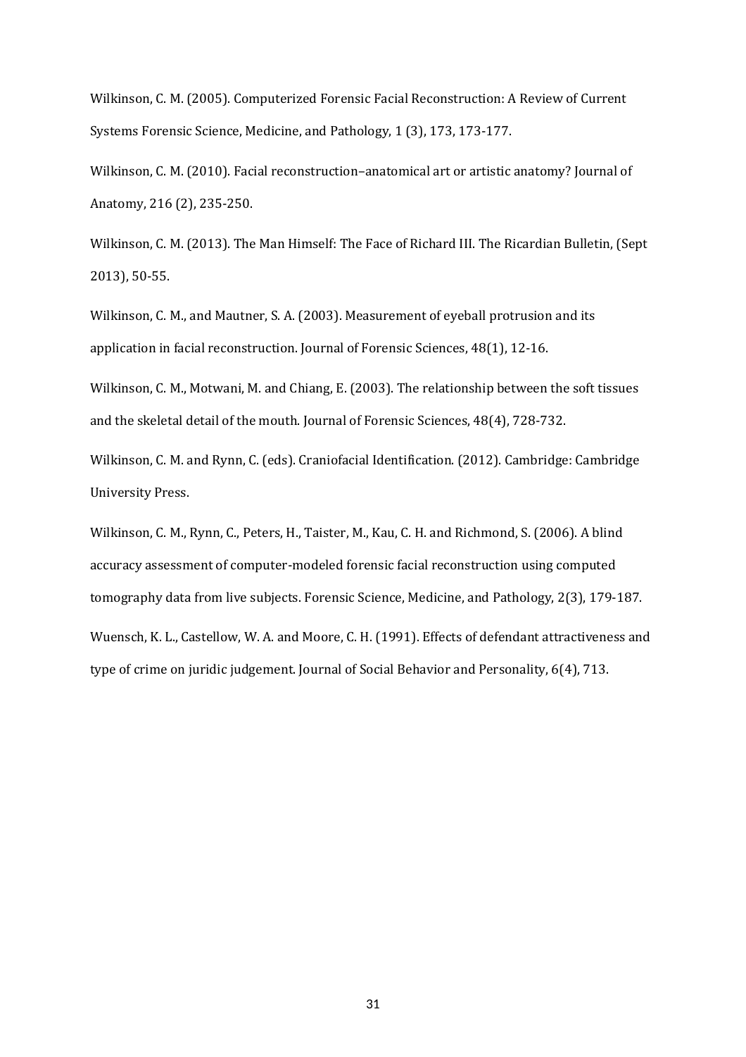Wilkinson, C. M. (2005). Computerized Forensic Facial Reconstruction: A Review of Current Systems Forensic Science, Medicine, and Pathology, 1 (3), 173, 173-177.

Wilkinson, C. M. (2010). Facial reconstruction–anatomical art or artistic anatomy? Journal of Anatomy, 216 (2), 235-250.

Wilkinson, C. M. (2013). The Man Himself: The Face of Richard III. The Ricardian Bulletin, (Sept 2013), 50-55.

Wilkinson, C. M., and Mautner, S. A. (2003). Measurement of eyeball protrusion and its application in facial reconstruction. Journal of Forensic Sciences, 48(1), 12-16.

Wilkinson, C. M., Motwani, M. and Chiang, E. (2003). The relationship between the soft tissues and the skeletal detail of the mouth. Journal of Forensic Sciences, 48(4), 728-732.

Wilkinson, C. M. and Rynn, C. (eds). Craniofacial Identification. (2012). Cambridge: Cambridge University Press.

Wilkinson, C. M., Rynn, C., Peters, H., Taister, M., Kau, C. H. and Richmond, S. (2006). A blind accuracy assessment of computer-modeled forensic facial reconstruction using computed tomography data from live subjects. Forensic Science, Medicine, and Pathology, 2(3), 179-187.

Wuensch, K. L., Castellow, W. A. and Moore, C. H. (1991). Effects of defendant attractiveness and type of crime on juridic judgement. Journal of Social Behavior and Personality, 6(4), 713.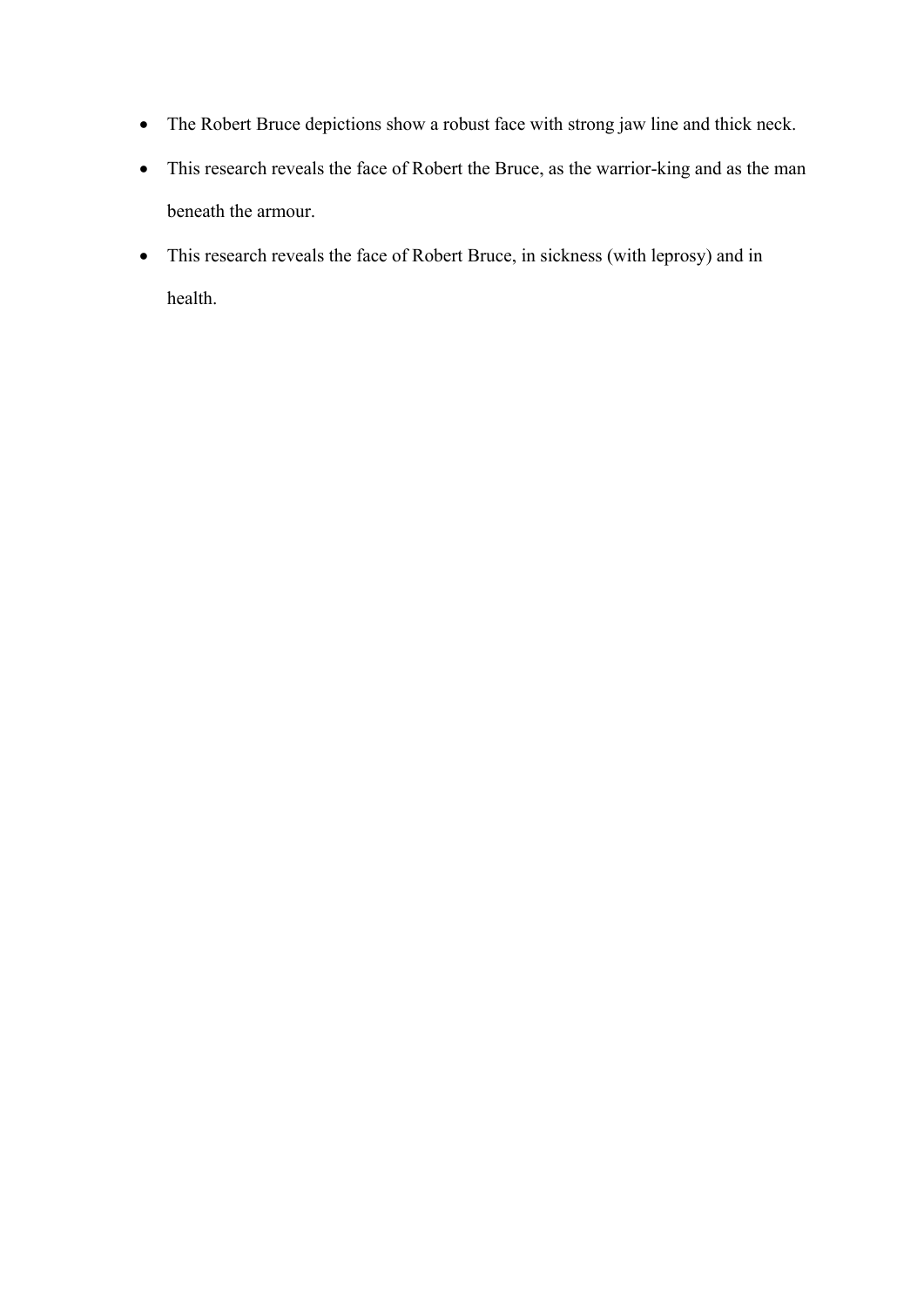- The Robert Bruce depictions show a robust face with strong jaw line and thick neck.
- This research reveals the face of Robert the Bruce, as the warrior-king and as the man beneath the armour.
- This research reveals the face of Robert Bruce, in sickness (with leprosy) and in health.